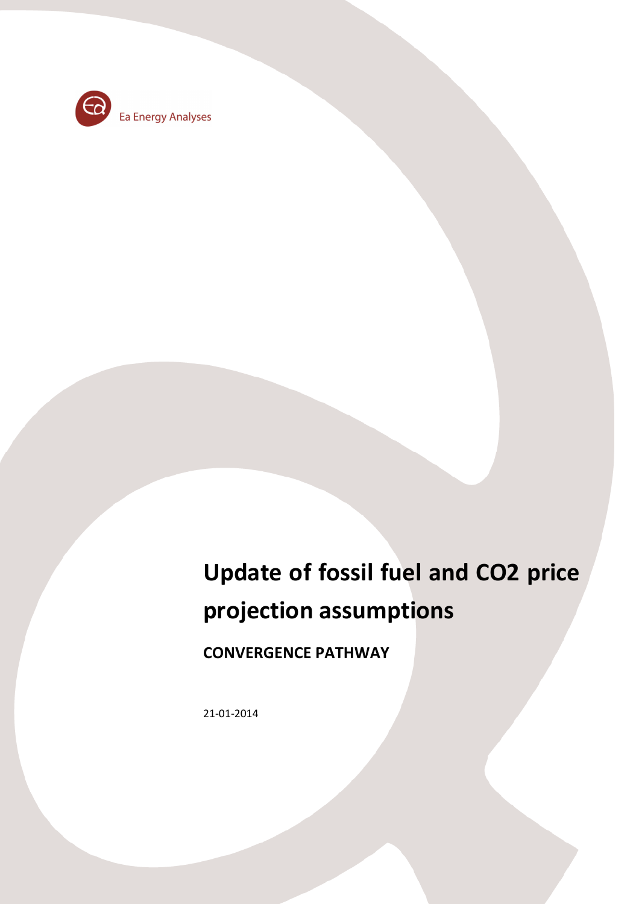Ea Energy Analyses

# Update of fossil fuel and CO2 price projection assumptions

## CONVERGENCE PATHWAY

21-01-2014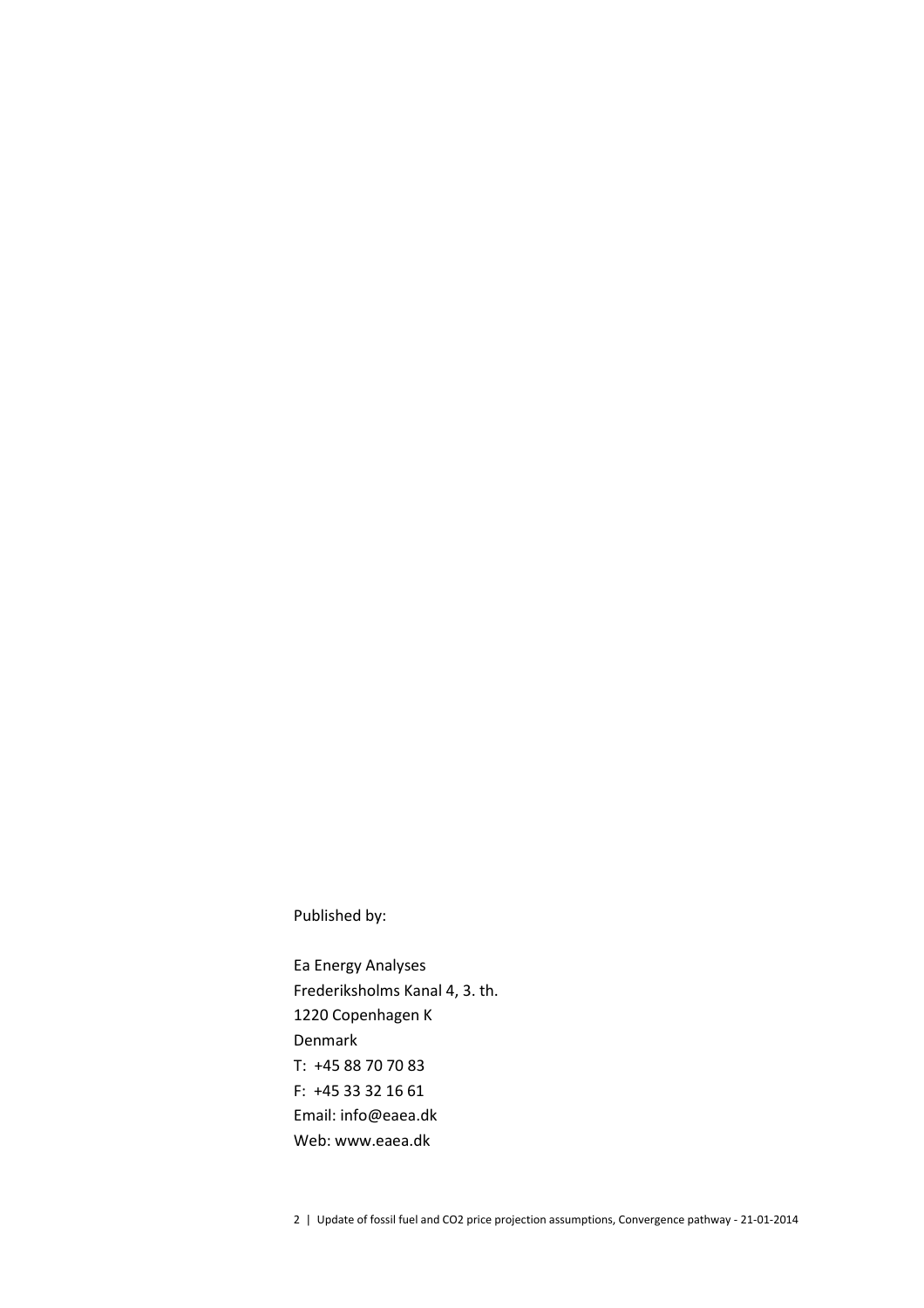Published by:

Ea Energy Analyses
Frederiksholms Kanal 4, 3. th.
1220 Copenhagen K
Denmark
T: +45 88 70 70 83
F: +45 33 32 16 61
Email: info@eaea.dk
Web: www.eaea.dk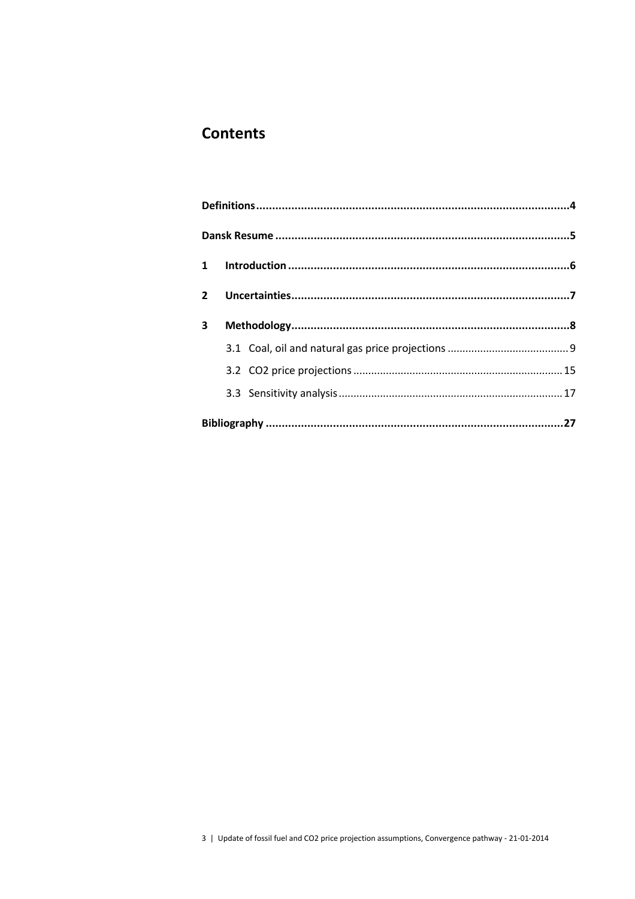# Contents

**Definitions** .......... **4**

**Dansk Resume** .......... **5**

**1 Introduction** .......... **6**

**2 Uncertainties** .......... **7**

**3 Methodology** .......... **8**

- 3.1 Coal, oil and natural gas price projections .......... 9
- 3.2 CO2 price projections .......... 15
- 3.3 Sensitivity analysis .......... 17

**Bibliography** .......... **27**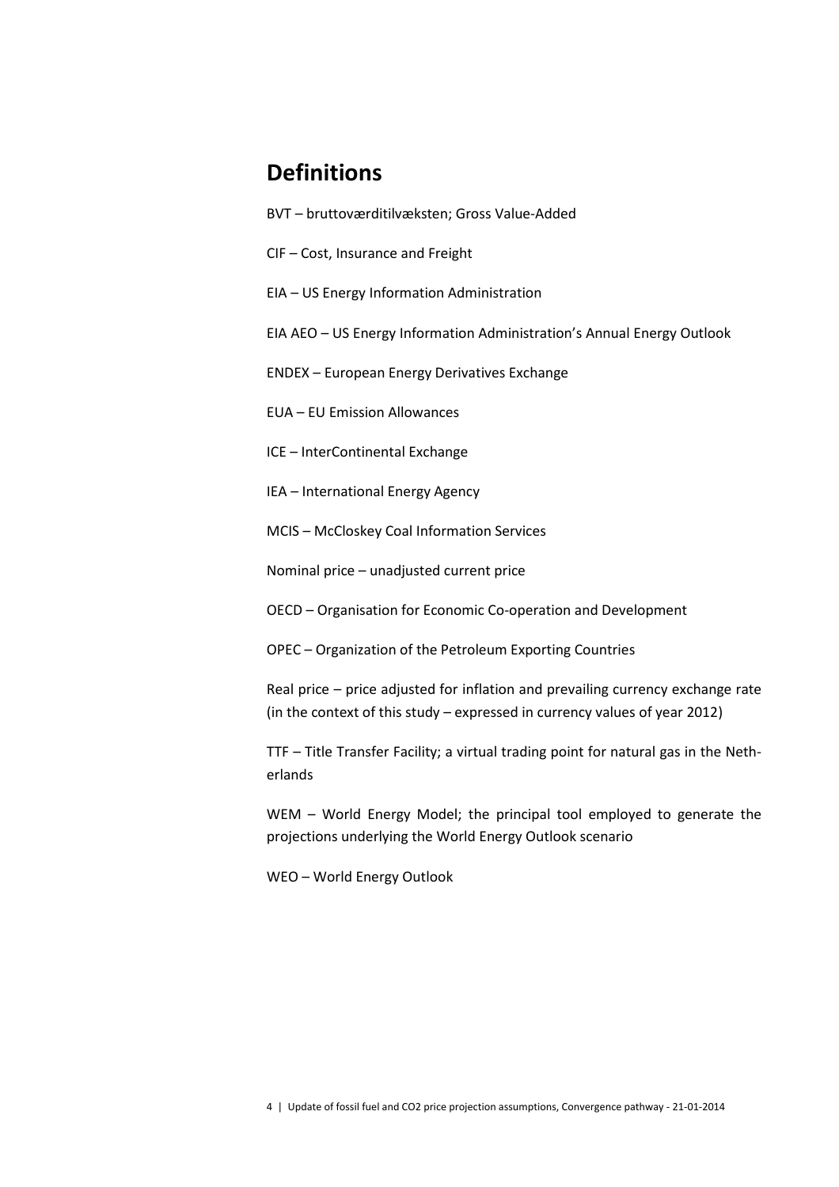# Definitions

BVT – bruttoværditilvæksten; Gross Value-Added

CIF – Cost, Insurance and Freight

EIA – US Energy Information Administration

EIA AEO – US Energy Information Administration's Annual Energy Outlook

ENDEX – European Energy Derivatives Exchange

EUA – EU Emission Allowances

ICE – InterContinental Exchange

IEA – International Energy Agency

MCIS – McCloskey Coal Information Services

Nominal price – unadjusted current price

OECD – Organisation for Economic Co-operation and Development

OPEC – Organization of the Petroleum Exporting Countries

Real price – price adjusted for inflation and prevailing currency exchange rate (in the context of this study – expressed in currency values of year 2012)

TTF – Title Transfer Facility; a virtual trading point for natural gas in the Netherlands

WEM – World Energy Model; the principal tool employed to generate the projections underlying the World Energy Outlook scenario

WEO – World Energy Outlook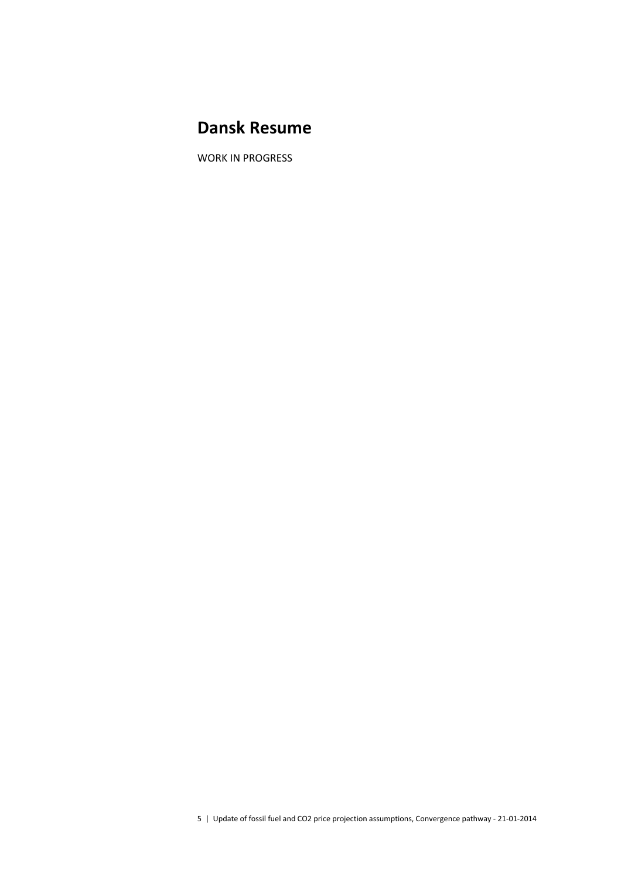# Dansk Resume

WORK IN PROGRESS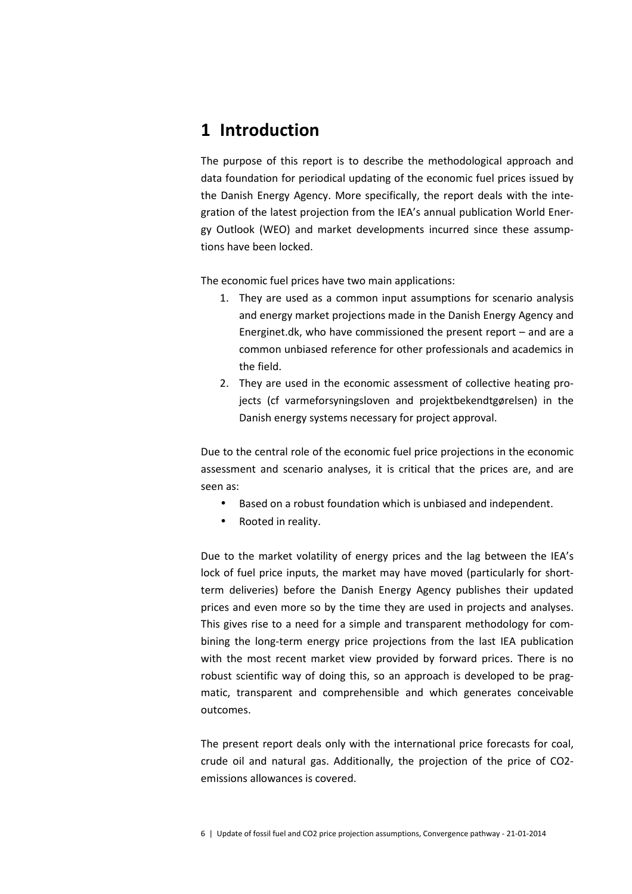# 1 Introduction

The purpose of this report is to describe the methodological approach and data foundation for periodical updating of the economic fuel prices issued by the Danish Energy Agency. More specifically, the report deals with the integration of the latest projection from the IEA's annual publication World Energy Outlook (WEO) and market developments incurred since these assumptions have been locked.

The economic fuel prices have two main applications:

1. They are used as a common input assumptions for scenario analysis and energy market projections made in the Danish Energy Agency and Energinet.dk, who have commissioned the present report – and are a common unbiased reference for other professionals and academics in the field.
2. They are used in the economic assessment of collective heating projects (cf varmeforsyningsloven and projektbekendtgørelsen) in the Danish energy systems necessary for project approval.

Due to the central role of the economic fuel price projections in the economic assessment and scenario analyses, it is critical that the prices are, and are seen as:

- Based on a robust foundation which is unbiased and independent.
- Rooted in reality.

Due to the market volatility of energy prices and the lag between the IEA's lock of fuel price inputs, the market may have moved (particularly for short-term deliveries) before the Danish Energy Agency publishes their updated prices and even more so by the time they are used in projects and analyses. This gives rise to a need for a simple and transparent methodology for combining the long-term energy price projections from the last IEA publication with the most recent market view provided by forward prices. There is no robust scientific way of doing this, so an approach is developed to be pragmatic, transparent and comprehensible and which generates conceivable outcomes.

The present report deals only with the international price forecasts for coal, crude oil and natural gas. Additionally, the projection of the price of $CO_2$-emissions allowances is covered.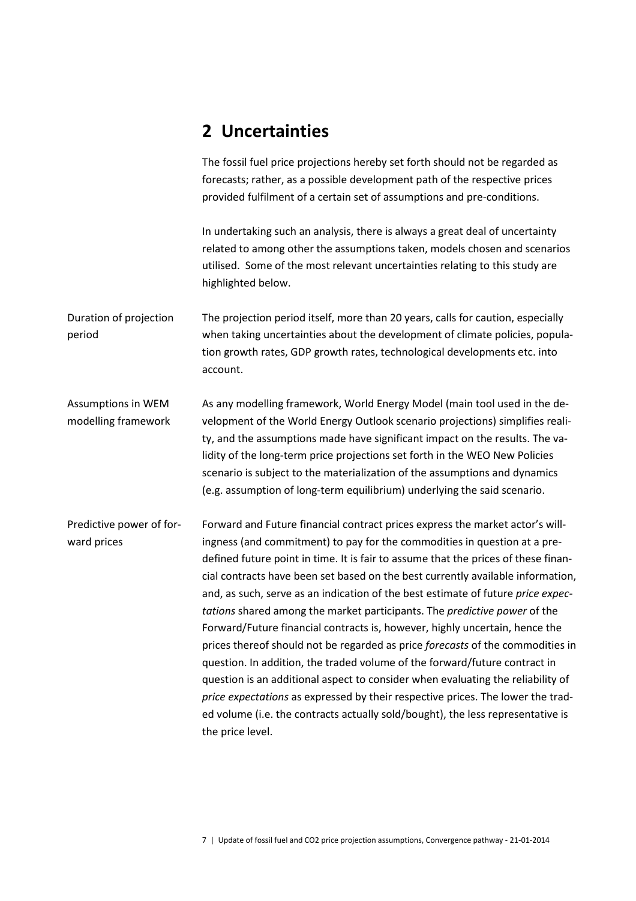## 2 Uncertainties

The fossil fuel price projections hereby set forth should not be regarded as forecasts; rather, as a possible development path of the respective prices provided fulfilment of a certain set of assumptions and pre-conditions.

In undertaking such an analysis, there is always a great deal of uncertainty related to among other the assumptions taken, models chosen and scenarios utilised. Some of the most relevant uncertainties relating to this study are highlighted below.

**Duration of projection period**

The projection period itself, more than 20 years, calls for caution, especially when taking uncertainties about the development of climate policies, population growth rates, GDP growth rates, technological developments etc. into account.

**Assumptions in WEM modelling framework**

As any modelling framework, World Energy Model (main tool used in the development of the World Energy Outlook scenario projections) simplifies reality, and the assumptions made have significant impact on the results. The validity of the long-term price projections set forth in the WEO New Policies scenario is subject to the materialization of the assumptions and dynamics (e.g. assumption of long-term equilibrium) underlying the said scenario.

**Predictive power of forward prices**

Forward and Future financial contract prices express the market actor's willingness (and commitment) to pay for the commodities in question at a predefined future point in time. It is fair to assume that the prices of these financial contracts have been set based on the best currently available information, and, as such, serve as an indication of the best estimate of future *price expectations* shared among the market participants. The *predictive power* of the Forward/Future financial contracts is, however, highly uncertain, hence the prices thereof should not be regarded as price *forecasts* of the commodities in question. In addition, the traded volume of the forward/future contract in question is an additional aspect to consider when evaluating the reliability of *price expectations* as expressed by their respective prices. The lower the traded volume (i.e. the contracts actually sold/bought), the less representative is the price level.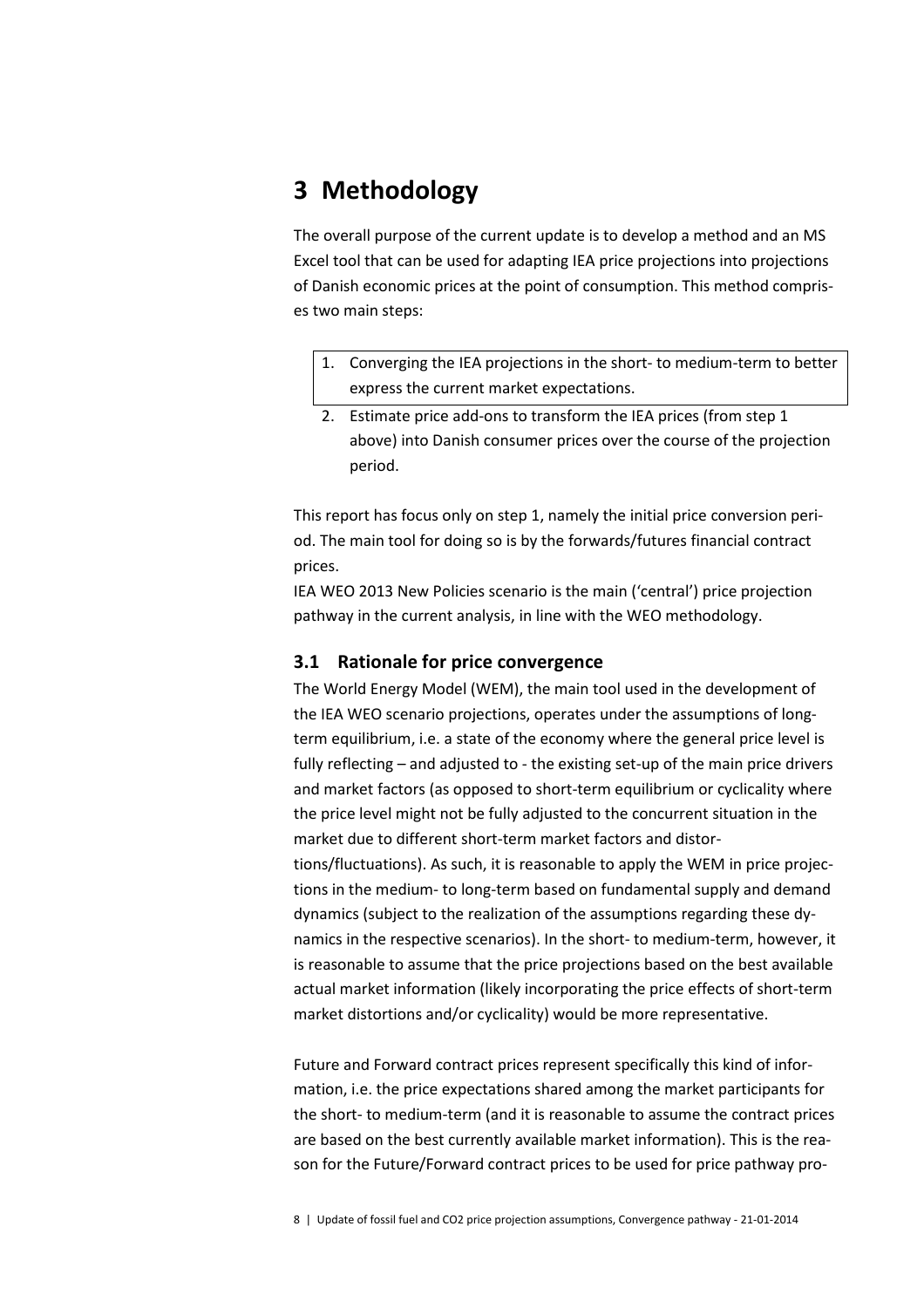# 3 Methodology

The overall purpose of the current update is to develop a method and an MS Excel tool that can be used for adapting IEA price projections into projections of Danish economic prices at the point of consumption. This method comprises two main steps:

1. Converging the IEA projections in the short- to medium-term to better express the current market expectations.
2. Estimate price add-ons to transform the IEA prices (from step 1 above) into Danish consumer prices over the course of the projection period.

This report has focus only on step 1, namely the initial price conversion period. The main tool for doing so is by the forwards/futures financial contract prices.

IEA WEO 2013 New Policies scenario is the main ('central') price projection pathway in the current analysis, in line with the WEO methodology.

## 3.1 Rationale for price convergence

The World Energy Model (WEM), the main tool used in the development of the IEA WEO scenario projections, operates under the assumptions of long-term equilibrium, i.e. a state of the economy where the general price level is fully reflecting – and adjusted to - the existing set-up of the main price drivers and market factors (as opposed to short-term equilibrium or cyclicality where the price level might not be fully adjusted to the concurrent situation in the market due to different short-term market factors and distortions/fluctuations). As such, it is reasonable to apply the WEM in price projections in the medium- to long-term based on fundamental supply and demand dynamics (subject to the realization of the assumptions regarding these dynamics in the respective scenarios). In the short- to medium-term, however, it is reasonable to assume that the price projections based on the best available actual market information (likely incorporating the price effects of short-term market distortions and/or cyclicality) would be more representative.

Future and Forward contract prices represent specifically this kind of information, i.e. the price expectations shared among the market participants for the short- to medium-term (and it is reasonable to assume the contract prices are based on the best currently available market information). This is the reason for the Future/Forward contract prices to be used for price pathway pro-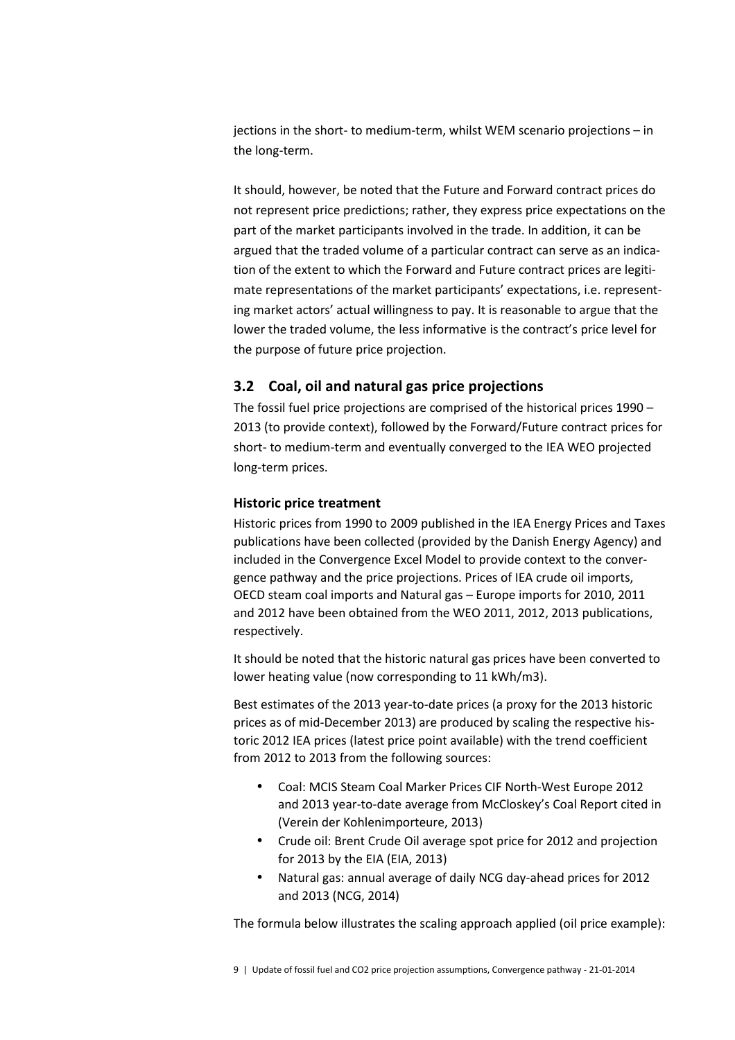jections in the short- to medium-term, whilst WEM scenario projections – in the long-term.

It should, however, be noted that the Future and Forward contract prices do not represent price predictions; rather, they express price expectations on the part of the market participants involved in the trade. In addition, it can be argued that the traded volume of a particular contract can serve as an indication of the extent to which the Forward and Future contract prices are legitimate representations of the market participants' expectations, i.e. representing market actors' actual willingness to pay. It is reasonable to argue that the lower the traded volume, the less informative is the contract's price level for the purpose of future price projection.

## 3.2 Coal, oil and natural gas price projections

The fossil fuel price projections are comprised of the historical prices 1990 – 2013 (to provide context), followed by the Forward/Future contract prices for short- to medium-term and eventually converged to the IEA WEO projected long-term prices.

### Historic price treatment

Historic prices from 1990 to 2009 published in the IEA Energy Prices and Taxes publications have been collected (provided by the Danish Energy Agency) and included in the Convergence Excel Model to provide context to the convergence pathway and the price projections. Prices of IEA crude oil imports, OECD steam coal imports and Natural gas – Europe imports for 2010, 2011 and 2012 have been obtained from the WEO 2011, 2012, 2013 publications, respectively.

It should be noted that the historic natural gas prices have been converted to lower heating value (now corresponding to 11 kWh/m3).

Best estimates of the 2013 year-to-date prices (a proxy for the 2013 historic prices as of mid-December 2013) are produced by scaling the respective historic 2012 IEA prices (latest price point available) with the trend coefficient from 2012 to 2013 from the following sources:

- Coal: MCIS Steam Coal Marker Prices CIF North-West Europe 2012 and 2013 year-to-date average from McCloskey's Coal Report cited in (Verein der Kohlenimporteure, 2013)
- Crude oil: Brent Crude Oil average spot price for 2012 and projection for 2013 by the EIA (EIA, 2013)
- Natural gas: annual average of daily NCG day-ahead prices for 2012 and 2013 (NCG, 2014)

The formula below illustrates the scaling approach applied (oil price example):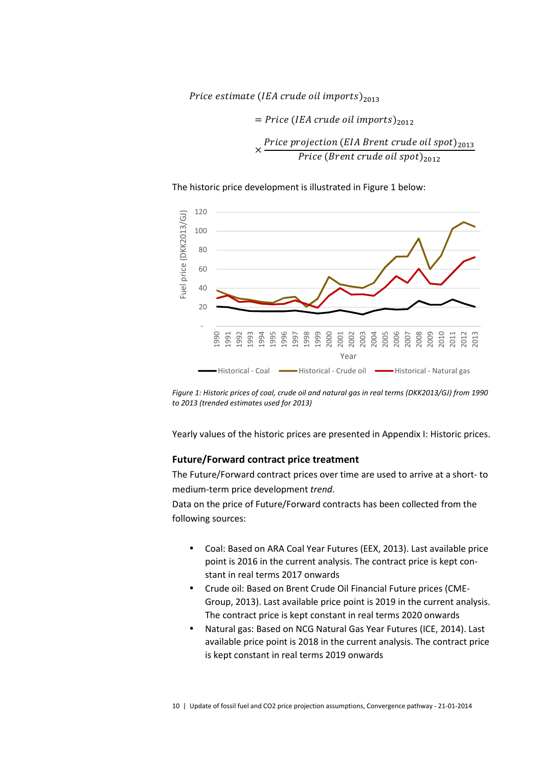$$Price\ estimate\ (IEA\ crude\ oil\ imports)_{2013}$$

$$= Price\ (IEA\ crude\ oil\ imports)_{2012} \times \frac{Price\ projection\ (EIA\ Brent\ crude\ oil\ spot)_{2013}}{Price\ (Brent\ crude\ oil\ spot)_{2012}}$$

The historic price development is illustrated in Figure 1 below:

*Figure 1: Historic prices of coal, crude oil and natural gas in real terms (DKK2013/GJ) from 1990 to 2013 (trended estimates used for 2013)*

Yearly values of the historic prices are presented in Appendix I: Historic prices.

### Future/Forward contract price treatment

The Future/Forward contract prices over time are used to arrive at a short- to medium-term price development *trend*.

Data on the price of Future/Forward contracts has been collected from the following sources:

- Coal: Based on ARA Coal Year Futures (EEX, 2013). Last available price point is 2016 in the current analysis. The contract price is kept constant in real terms 2017 onwards
- Crude oil: Based on Brent Crude Oil Financial Future prices (CME-Group, 2013). Last available price point is 2019 in the current analysis. The contract price is kept constant in real terms 2020 onwards
- Natural gas: Based on NCG Natural Gas Year Futures (ICE, 2014). Last available price point is 2018 in the current analysis. The contract price is kept constant in real terms 2019 onwards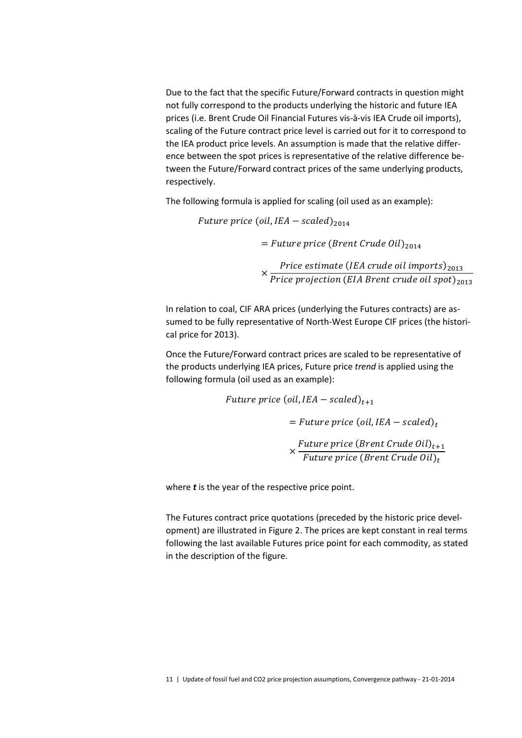Due to the fact that the specific Future/Forward contracts in question might not fully correspond to the products underlying the historic and future IEA prices (i.e. Brent Crude Oil Financial Futures vis-à-vis IEA Crude oil imports), scaling of the Future contract price level is carried out for it to correspond to the IEA product price levels. An assumption is made that the relative difference between the spot prices is representative of the relative difference between the Future/Forward contract prices of the same underlying products, respectively.

The following formula is applied for scaling (oil used as an example):

$$Future\ price\ (oil, IEA - scaled)_{2014}$$

$$= Future\ price\ (Brent\ Crude\ Oil)_{2014}$$

$$\times \frac{Price\ estimate\ (IEA\ crude\ oil\ imports)_{2013}}{Price\ projection\ (EIA\ Brent\ crude\ oil\ spot)_{2013}}$$

In relation to coal, CIF ARA prices (underlying the Futures contracts) are assumed to be fully representative of North-West Europe CIF prices (the historical price for 2013).

Once the Future/Forward contract prices are scaled to be representative of the products underlying IEA prices, Future price *trend* is applied using the following formula (oil used as an example):

$$Future\ price\ (oil, IEA - scaled)_{t+1}$$

$$= Future\ price\ (oil, IEA - scaled)_{t}$$

$$\times \frac{Future\ price\ (Brent\ Crude\ Oil)_{t+1}}{Future\ price\ (Brent\ Crude\ Oil)_{t}}$$

where ***t*** is the year of the respective price point.

The Futures contract price quotations (preceded by the historic price development) are illustrated in Figure 2. The prices are kept constant in real terms following the last available Futures price point for each commodity, as stated in the description of the figure.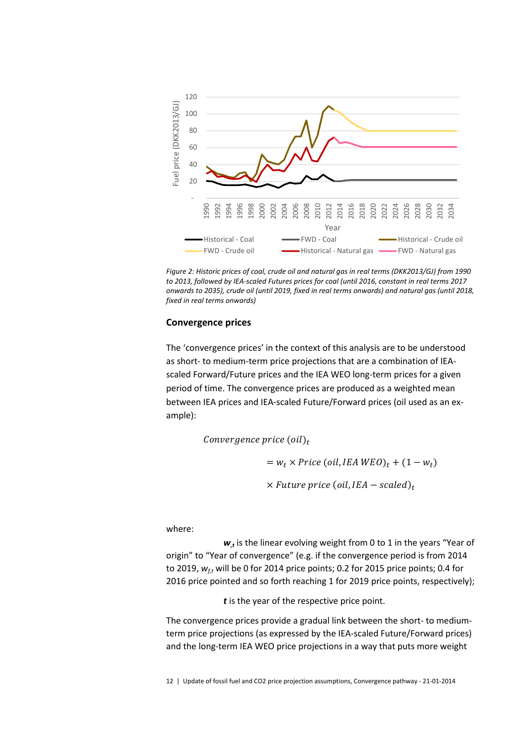*Figure 2: Historic prices of coal, crude oil and natural gas in real terms (DKK2013/GJ) from 1990 to 2013, followed by IEA-scaled Futures prices for coal (until 2016, constant in real terms 2017 onwards to 2035), crude oil (until 2019, fixed in real terms onwards) and natural gas (until 2018, fixed in real terms onwards)*

### Convergence prices

The 'convergence prices' in the context of this analysis are to be understood as short- to medium-term price projections that are a combination of IEA-scaled Forward/Future prices and the IEA WEO long-term prices for a given period of time. The convergence prices are produced as a weighted mean between IEA prices and IEA-scaled Future/Forward prices (oil used as an example):

$$Convergence\ price\ (oil)_t = w_t \times Price\ (oil, IEA\ WEO)_t + (1 - w_t) \times Future\ price\ (oil, IEA - scaled)_t$$

where:

$w_{,t}$ is the linear evolving weight from 0 to 1 in the years "Year of origin" to "Year of convergence" (e.g. if the convergence period is from 2014 to 2019, $w_{f,t}$ will be 0 for 2014 price points; 0.2 for 2015 price points; 0.4 for 2016 price pointed and so forth reaching 1 for 2019 price points, respectively);

$t$ is the year of the respective price point.

The convergence prices provide a gradual link between the short- to medium-term price projections (as expressed by the IEA-scaled Future/Forward prices) and the long-term IEA WEO price projections in a way that puts more weight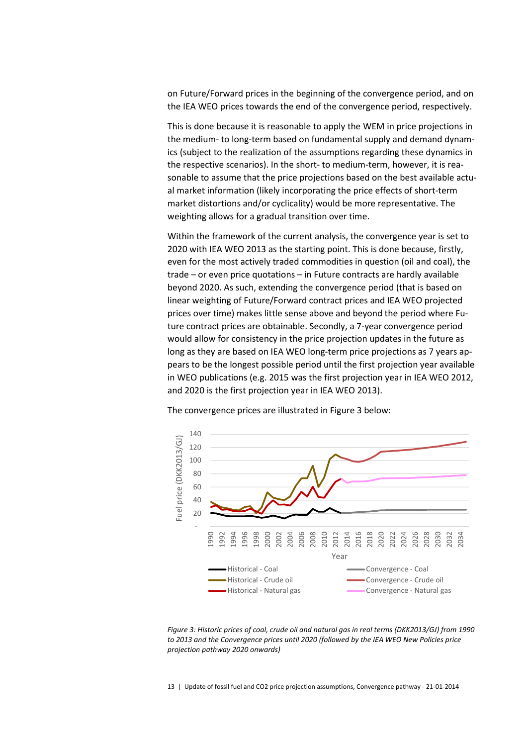on Future/Forward prices in the beginning of the convergence period, and on the IEA WEO prices towards the end of the convergence period, respectively.

This is done because it is reasonable to apply the WEM in price projections in the medium- to long-term based on fundamental supply and demand dynamics (subject to the realization of the assumptions regarding these dynamics in the respective scenarios). In the short- to medium-term, however, it is reasonable to assume that the price projections based on the best available actual market information (likely incorporating the price effects of short-term market distortions and/or cyclicality) would be more representative. The weighting allows for a gradual transition over time.

Within the framework of the current analysis, the convergence year is set to 2020 with IEA WEO 2013 as the starting point. This is done because, firstly, even for the most actively traded commodities in question (oil and coal), the trade – or even price quotations – in Future contracts are hardly available beyond 2020. As such, extending the convergence period (that is based on linear weighting of Future/Forward contract prices and IEA WEO projected prices over time) makes little sense above and beyond the period where Future contract prices are obtainable. Secondly, a 7-year convergence period would allow for consistency in the price projection updates in the future as long as they are based on IEA WEO long-term price projections as 7 years appears to be the longest possible period until the first projection year available in WEO publications (e.g. 2015 was the first projection year in IEA WEO 2012, and 2020 is the first projection year in IEA WEO 2013).

The convergence prices are illustrated in Figure 3 below:

*Figure 3: Historic prices of coal, crude oil and natural gas in real terms (DKK2013/GJ) from 1990 to 2013 and the Convergence prices until 2020 (followed by the IEA WEO New Policies price projection pathway 2020 onwards)*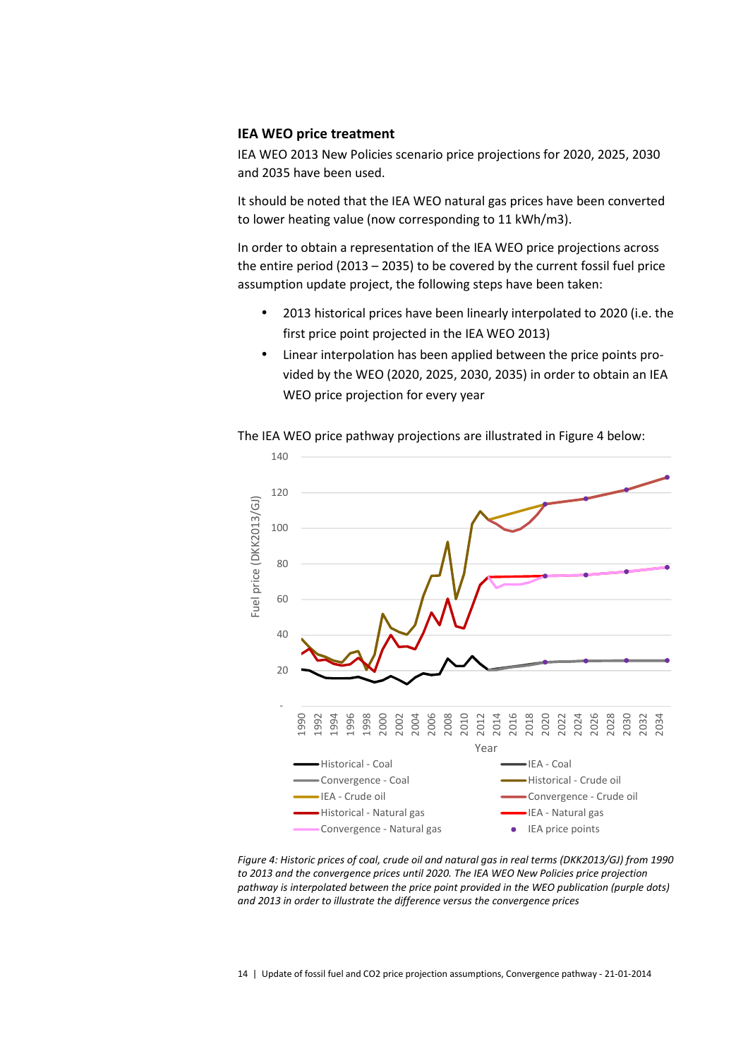### IEA WEO price treatment

IEA WEO 2013 New Policies scenario price projections for 2020, 2025, 2030 and 2035 have been used.

It should be noted that the IEA WEO natural gas prices have been converted to lower heating value (now corresponding to 11 kWh/m3).

In order to obtain a representation of the IEA WEO price projections across the entire period (2013 – 2035) to be covered by the current fossil fuel price assumption update project, the following steps have been taken:

- 2013 historical prices have been linearly interpolated to 2020 (i.e. the first price point projected in the IEA WEO 2013)
- Linear interpolation has been applied between the price points provided by the WEO (2020, 2025, 2030, 2035) in order to obtain an IEA WEO price projection for every year

The IEA WEO price pathway projections are illustrated in Figure 4 below:

*Figure 4: Historic prices of coal, crude oil and natural gas in real terms (DKK2013/GJ) from 1990 to 2013 and the convergence prices until 2020. The IEA WEO New Policies price projection pathway is interpolated between the price point provided in the WEO publication (purple dots) and 2013 in order to illustrate the difference versus the convergence prices*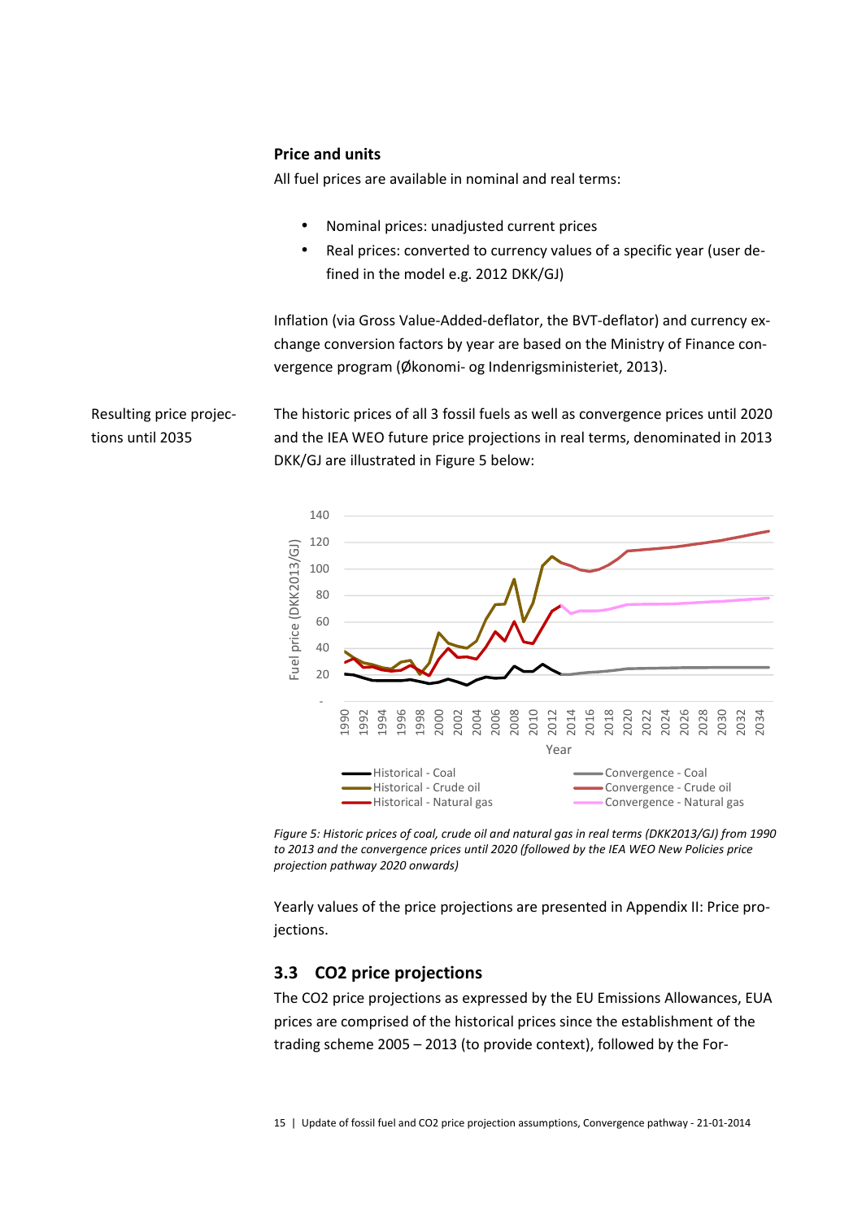**Price and units**

All fuel prices are available in nominal and real terms:

- Nominal prices: unadjusted current prices
- Real prices: converted to currency values of a specific year (user defined in the model e.g. 2012 DKK/GJ)

Inflation (via Gross Value-Added-deflator, the BVT-deflator) and currency exchange conversion factors by year are based on the Ministry of Finance convergence program (Økonomi- og Indenrigsministeriet, 2013).

Resulting price projections until 2035

The historic prices of all 3 fossil fuels as well as convergence prices until 2020 and the IEA WEO future price projections in real terms, denominated in 2013 DKK/GJ are illustrated in Figure 5 below:

*Figure 5: Historic prices of coal, crude oil and natural gas in real terms (DKK2013/GJ) from 1990 to 2013 and the convergence prices until 2020 (followed by the IEA WEO New Policies price projection pathway 2020 onwards)*

Yearly values of the price projections are presented in Appendix II: Price projections.

## 3.3 CO2 price projections

The CO2 price projections as expressed by the EU Emissions Allowances, EUA prices are comprised of the historical prices since the establishment of the trading scheme 2005 – 2013 (to provide context), followed by the For-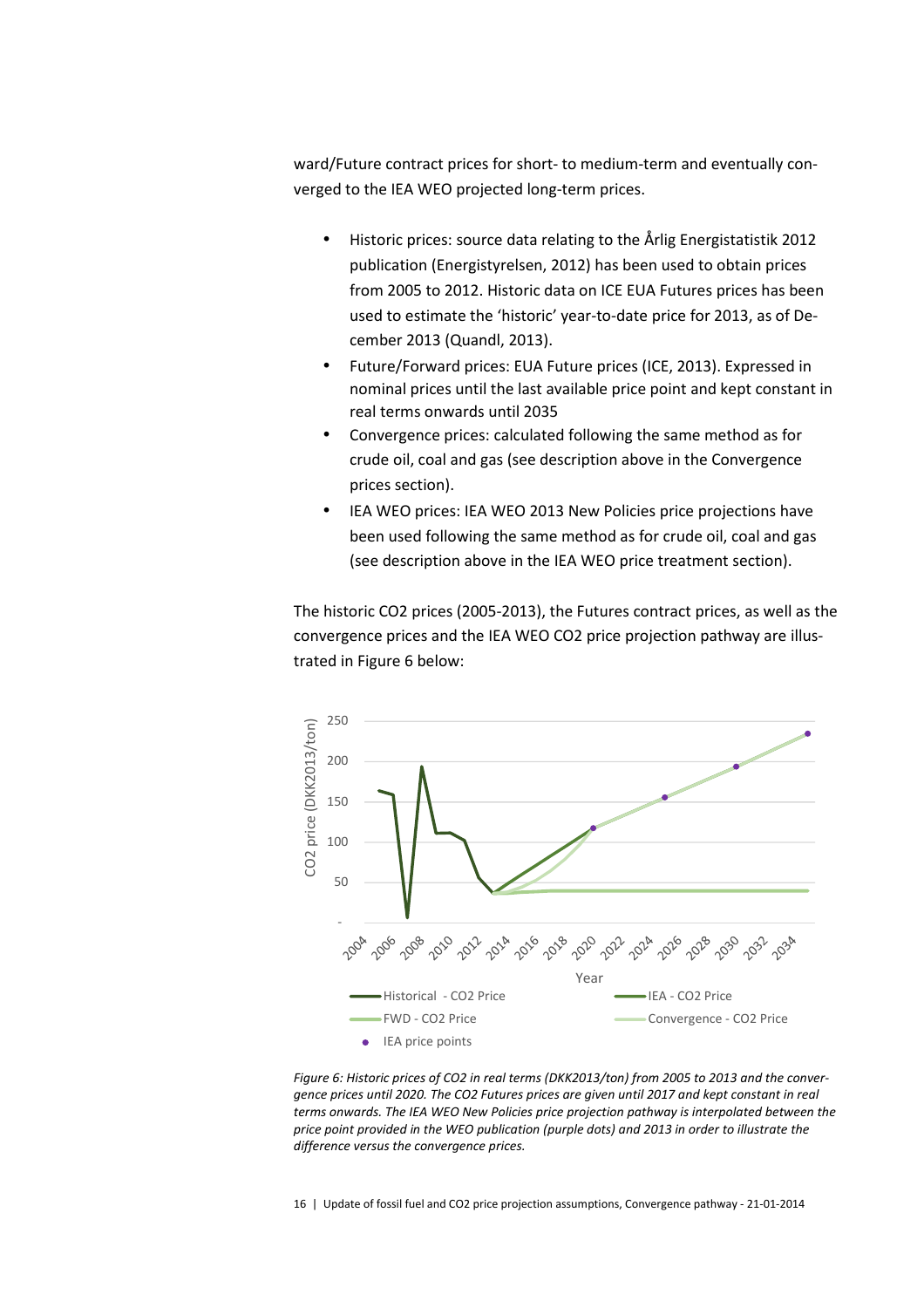ward/Future contract prices for short- to medium-term and eventually converged to the IEA WEO projected long-term prices.

- Historic prices: source data relating to the Årlig Energistatistik 2012 publication (Energistyrelsen, 2012) has been used to obtain prices from 2005 to 2012. Historic data on ICE EUA Futures prices has been used to estimate the 'historic' year-to-date price for 2013, as of December 2013 (Quandl, 2013).
- Future/Forward prices: EUA Future prices (ICE, 2013). Expressed in nominal prices until the last available price point and kept constant in real terms onwards until 2035
- Convergence prices: calculated following the same method as for crude oil, coal and gas (see description above in the Convergence prices section).
- IEA WEO prices: IEA WEO 2013 New Policies price projections have been used following the same method as for crude oil, coal and gas (see description above in the IEA WEO price treatment section).

The historic CO2 prices (2005-2013), the Futures contract prices, as well as the convergence prices and the IEA WEO CO2 price projection pathway are illustrated in Figure 6 below:

*Figure 6: Historic prices of CO2 in real terms (DKK2013/ton) from 2005 to 2013 and the convergence prices until 2020. The CO2 Futures prices are given until 2017 and kept constant in real terms onwards. The IEA WEO New Policies price projection pathway is interpolated between the price point provided in the WEO publication (purple dots) and 2013 in order to illustrate the difference versus the convergence prices.*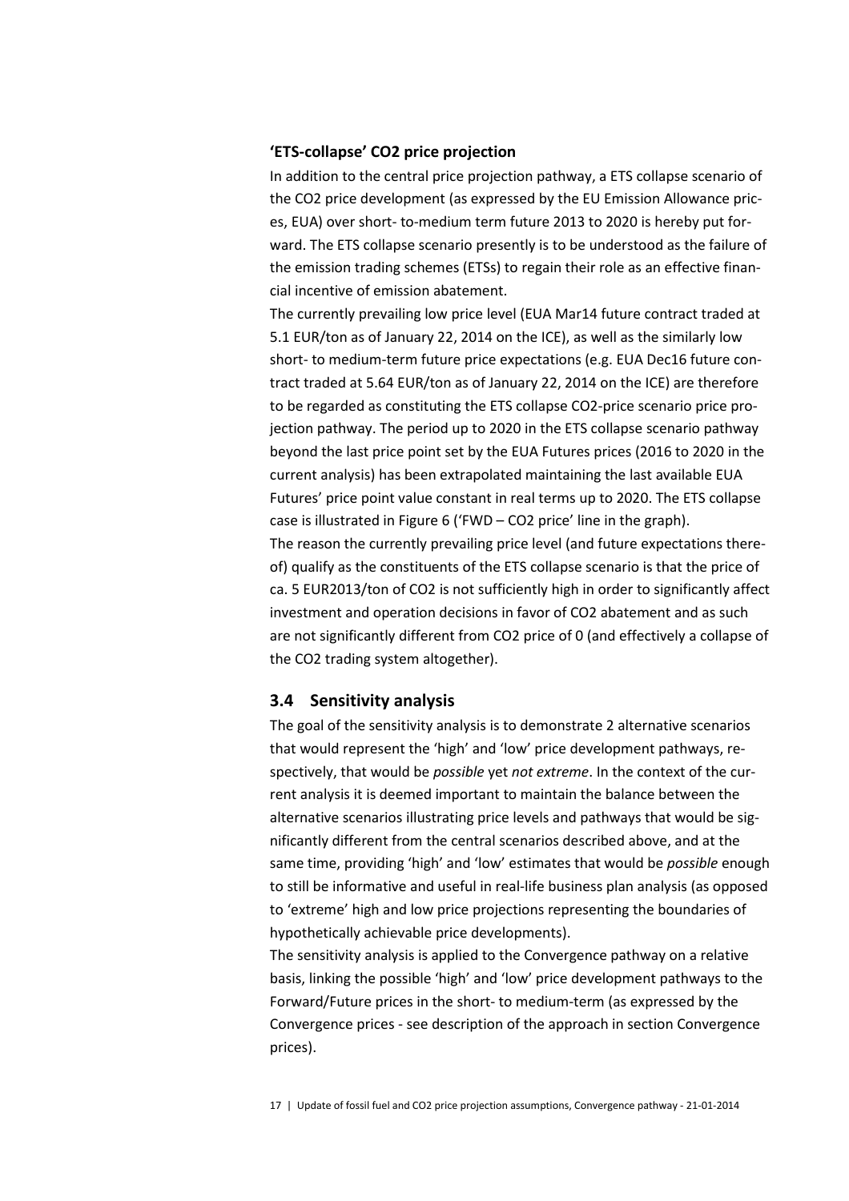### 'ETS-collapse' $CO_2$ price projection

In addition to the central price projection pathway, a ETS collapse scenario of the $CO_2$ price development (as expressed by the EU Emission Allowance prices, EUA) over short- to-medium term future 2013 to 2020 is hereby put forward. The ETS collapse scenario presently is to be understood as the failure of the emission trading schemes (ETSs) to regain their role as an effective financial incentive of emission abatement.

The currently prevailing low price level (EUA Mar14 future contract traded at 5.1 EUR/ton as of January 22, 2014 on the ICE), as well as the similarly low short- to medium-term future price expectations (e.g. EUA Dec16 future contract traded at 5.64 EUR/ton as of January 22, 2014 on the ICE) are therefore to be regarded as constituting the ETS collapse $CO_2$-price scenario price projection pathway. The period up to 2020 in the ETS collapse scenario pathway beyond the last price point set by the EUA Futures prices (2016 to 2020 in the current analysis) has been extrapolated maintaining the last available EUA Futures' price point value constant in real terms up to 2020. The ETS collapse case is illustrated in Figure 6 ('FWD – $CO_2$ price' line in the graph).

The reason the currently prevailing price level (and future expectations thereof) qualify as the constituents of the ETS collapse scenario is that the price of ca. 5 EUR2013/ton of $CO_2$ is not sufficiently high in order to significantly affect investment and operation decisions in favor of $CO_2$ abatement and as such are not significantly different from $CO_2$ price of 0 (and effectively a collapse of the $CO_2$ trading system altogether).

## 3.4 Sensitivity analysis

The goal of the sensitivity analysis is to demonstrate 2 alternative scenarios that would represent the 'high' and 'low' price development pathways, respectively, that would be *possible* yet *not extreme*. In the context of the current analysis it is deemed important to maintain the balance between the alternative scenarios illustrating price levels and pathways that would be significantly different from the central scenarios described above, and at the same time, providing 'high' and 'low' estimates that would be *possible* enough to still be informative and useful in real-life business plan analysis (as opposed to 'extreme' high and low price projections representing the boundaries of hypothetically achievable price developments).

The sensitivity analysis is applied to the Convergence pathway on a relative basis, linking the possible 'high' and 'low' price development pathways to the Forward/Future prices in the short- to medium-term (as expressed by the Convergence prices - see description of the approach in section Convergence prices).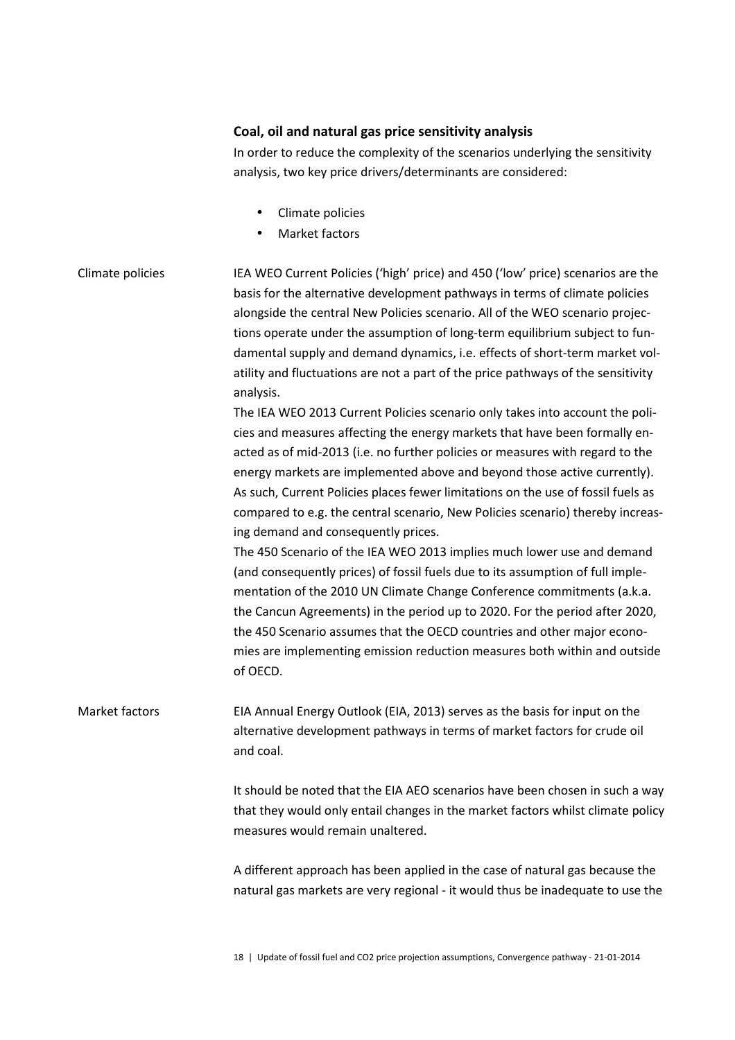### Coal, oil and natural gas price sensitivity analysis

In order to reduce the complexity of the scenarios underlying the sensitivity analysis, two key price drivers/determinants are considered:

- Climate policies
- Market factors

**Climate policies**

IEA WEO Current Policies ('high' price) and 450 ('low' price) scenarios are the basis for the alternative development pathways in terms of climate policies alongside the central New Policies scenario. All of the WEO scenario projections operate under the assumption of long-term equilibrium subject to fundamental supply and demand dynamics, i.e. effects of short-term market volatility and fluctuations are not a part of the price pathways of the sensitivity analysis.

The IEA WEO 2013 Current Policies scenario only takes into account the policies and measures affecting the energy markets that have been formally enacted as of mid-2013 (i.e. no further policies or measures with regard to the energy markets are implemented above and beyond those active currently). As such, Current Policies places fewer limitations on the use of fossil fuels as compared to e.g. the central scenario, New Policies scenario) thereby increasing demand and consequently prices.

The 450 Scenario of the IEA WEO 2013 implies much lower use and demand (and consequently prices) of fossil fuels due to its assumption of full implementation of the 2010 UN Climate Change Conference commitments (a.k.a. the Cancun Agreements) in the period up to 2020. For the period after 2020, the 450 Scenario assumes that the OECD countries and other major economies are implementing emission reduction measures both within and outside of OECD.

**Market factors**

EIA Annual Energy Outlook (EIA, 2013) serves as the basis for input on the alternative development pathways in terms of market factors for crude oil and coal.

It should be noted that the EIA AEO scenarios have been chosen in such a way that they would only entail changes in the market factors whilst climate policy measures would remain unaltered.

A different approach has been applied in the case of natural gas because the natural gas markets are very regional - it would thus be inadequate to use the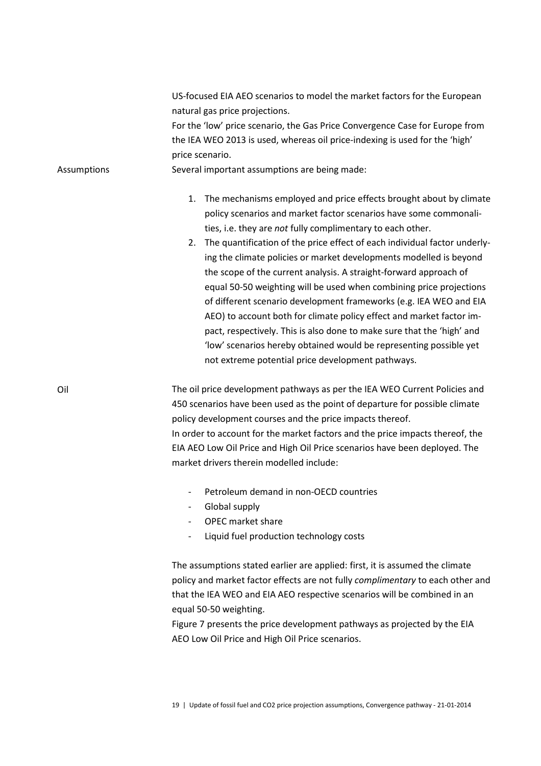US-focused EIA AEO scenarios to model the market factors for the European natural gas price projections.

For the 'low' price scenario, the Gas Price Convergence Case for Europe from the IEA WEO 2013 is used, whereas oil price-indexing is used for the 'high' price scenario.

**Assumptions**

Several important assumptions are being made:

1. The mechanisms employed and price effects brought about by climate policy scenarios and market factor scenarios have some commonalities, i.e. they are *not* fully complimentary to each other.
2. The quantification of the price effect of each individual factor underlying the climate policies or market developments modelled is beyond the scope of the current analysis. A straight-forward approach of equal 50-50 weighting will be used when combining price projections of different scenario development frameworks (e.g. IEA WEO and EIA AEO) to account both for climate policy effect and market factor impact, respectively. This is also done to make sure that the 'high' and 'low' scenarios hereby obtained would be representing possible yet not extreme potential price development pathways.

**Oil**

The oil price development pathways as per the IEA WEO Current Policies and 450 scenarios have been used as the point of departure for possible climate policy development courses and the price impacts thereof.

In order to account for the market factors and the price impacts thereof, the EIA AEO Low Oil Price and High Oil Price scenarios have been deployed. The market drivers therein modelled include:

- Petroleum demand in non-OECD countries
- Global supply
- OPEC market share
- Liquid fuel production technology costs

The assumptions stated earlier are applied: first, it is assumed the climate policy and market factor effects are not fully *complimentary* to each other and that the IEA WEO and EIA AEO respective scenarios will be combined in an equal 50-50 weighting.

Figure 7 presents the price development pathways as projected by the EIA AEO Low Oil Price and High Oil Price scenarios.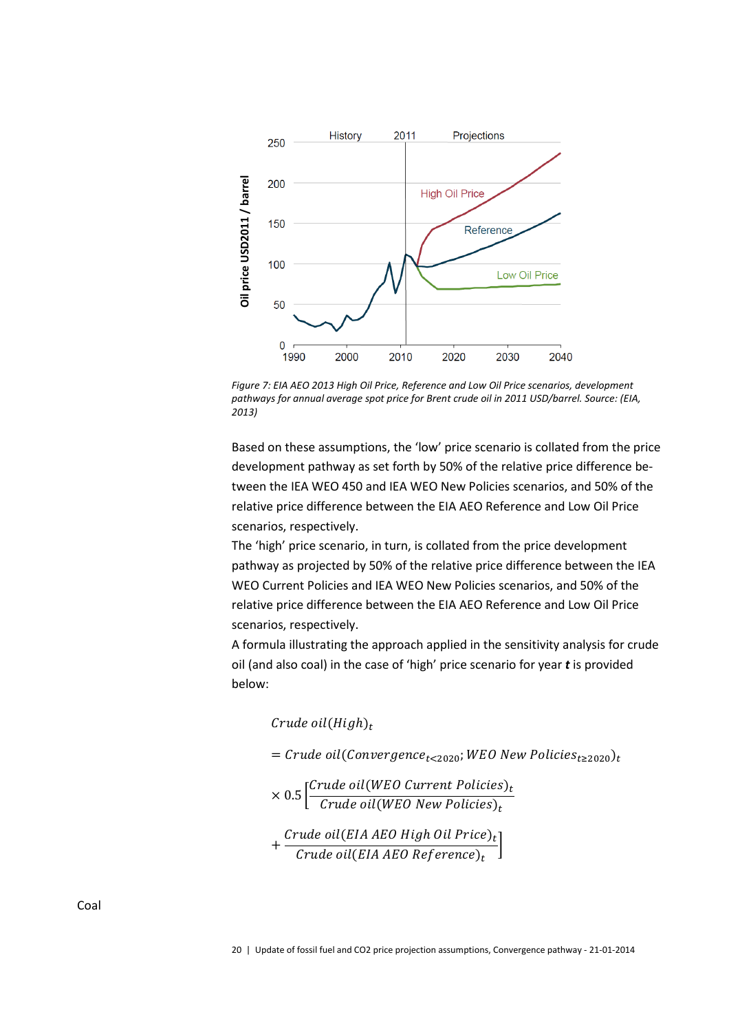*Figure 7: EIA AEO 2013 High Oil Price, Reference and Low Oil Price scenarios, development pathways for annual average spot price for Brent crude oil in 2011 USD/barrel. Source: (EIA, 2013)*

Based on these assumptions, the 'low' price scenario is collated from the price development pathway as set forth by 50% of the relative price difference between the IEA WEO 450 and IEA WEO New Policies scenarios, and 50% of the relative price difference between the EIA AEO Reference and Low Oil Price scenarios, respectively.

The 'high' price scenario, in turn, is collated from the price development pathway as projected by 50% of the relative price difference between the IEA WEO Current Policies and IEA WEO New Policies scenarios, and 50% of the relative price difference between the EIA AEO Reference and Low Oil Price scenarios, respectively.

A formula illustrating the approach applied in the sensitivity analysis for crude oil (and also coal) in the case of 'high' price scenario for year ***t*** is provided below:

$$
\begin{aligned}
&Crude\ oil(High)_t \\
&= Crude\ oil(Convergence_{t<2020}; WEO\ New\ Policies_{t\geq 2020})_t \\
&\times 0.5 \left[ \frac{Crude\ oil(WEO\ Current\ Policies)_t}{Crude\ oil(WEO\ New\ Policies)_t} \right. \\
&+ \left. \frac{Crude\ oil(EIA\ AEO\ High\ Oil\ Price)_t}{Crude\ oil(EIA\ AEO\ Reference)_t} \right]
\end{aligned}
$$

Coal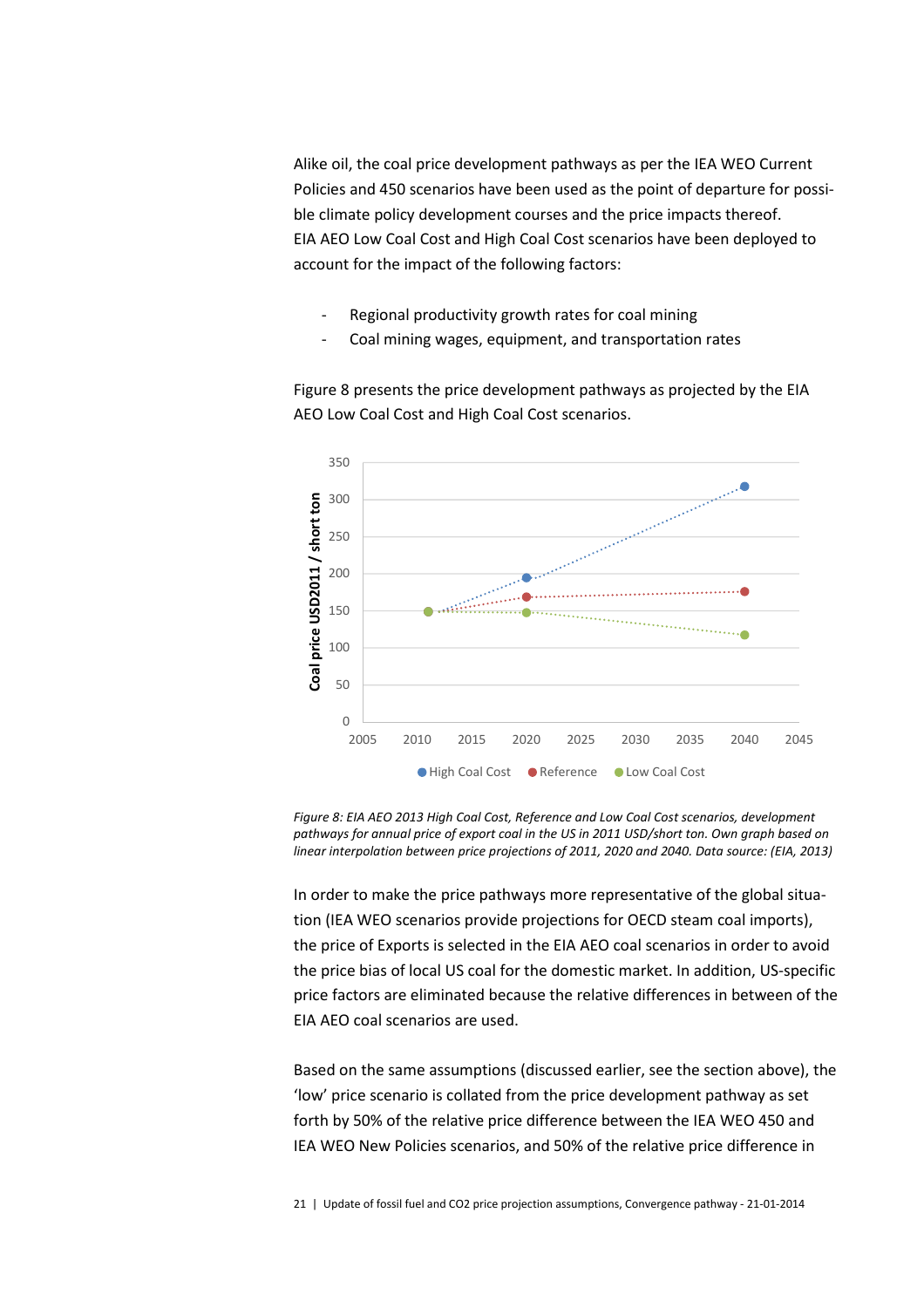Alike oil, the coal price development pathways as per the IEA WEO Current Policies and 450 scenarios have been used as the point of departure for possible climate policy development courses and the price impacts thereof. EIA AEO Low Coal Cost and High Coal Cost scenarios have been deployed to account for the impact of the following factors:

- Regional productivity growth rates for coal mining
- Coal mining wages, equipment, and transportation rates

Figure 8 presents the price development pathways as projected by the EIA AEO Low Coal Cost and High Coal Cost scenarios.

*Figure 8: EIA AEO 2013 High Coal Cost, Reference and Low Coal Cost scenarios, development pathways for annual price of export coal in the US in 2011 USD/short ton. Own graph based on linear interpolation between price projections of 2011, 2020 and 2040. Data source: (EIA, 2013)*

In order to make the price pathways more representative of the global situation (IEA WEO scenarios provide projections for OECD steam coal imports), the price of Exports is selected in the EIA AEO coal scenarios in order to avoid the price bias of local US coal for the domestic market. In addition, US-specific price factors are eliminated because the relative differences in between of the EIA AEO coal scenarios are used.

Based on the same assumptions (discussed earlier, see the section above), the 'low' price scenario is collated from the price development pathway as set forth by 50% of the relative price difference between the IEA WEO 450 and IEA WEO New Policies scenarios, and 50% of the relative price difference in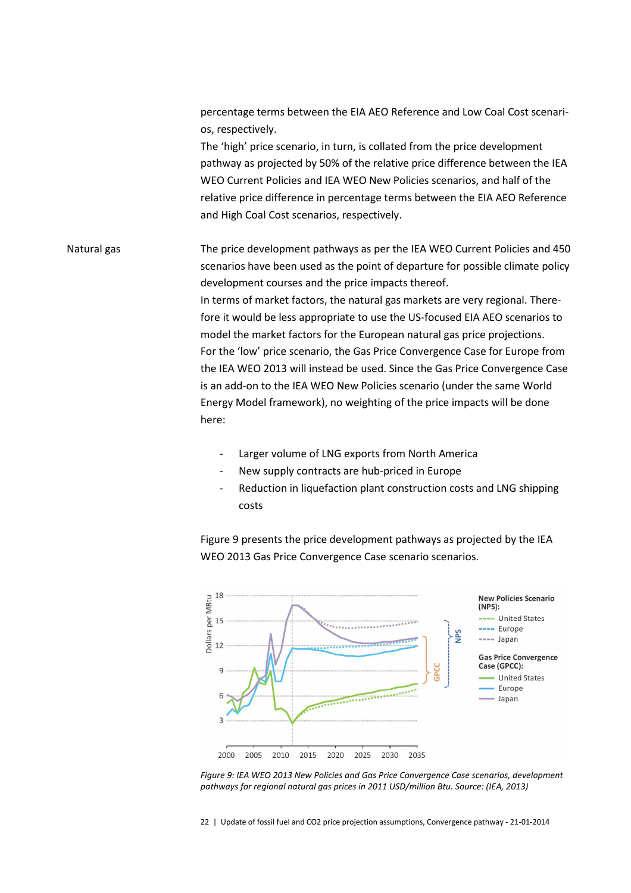percentage terms between the EIA AEO Reference and Low Coal Cost scenarios, respectively.

The 'high' price scenario, in turn, is collated from the price development pathway as projected by 50% of the relative price difference between the IEA WEO Current Policies and IEA WEO New Policies scenarios, and half of the relative price difference in percentage terms between the EIA AEO Reference and High Coal Cost scenarios, respectively.

**Natural gas**

The price development pathways as per the IEA WEO Current Policies and 450 scenarios have been used as the point of departure for possible climate policy development courses and the price impacts thereof.

In terms of market factors, the natural gas markets are very regional. Therefore it would be less appropriate to use the US-focused EIA AEO scenarios to model the market factors for the European natural gas price projections.

For the 'low' price scenario, the Gas Price Convergence Case for Europe from the IEA WEO 2013 will instead be used. Since the Gas Price Convergence Case is an add-on to the IEA WEO New Policies scenario (under the same World Energy Model framework), no weighting of the price impacts will be done here:

- Larger volume of LNG exports from North America
- New supply contracts are hub-priced in Europe
- Reduction in liquefaction plant construction costs and LNG shipping costs

Figure 9 presents the price development pathways as projected by the IEA WEO 2013 Gas Price Convergence Case scenario scenarios.

*Figure 9: IEA WEO 2013 New Policies and Gas Price Convergence Case scenarios, development pathways for regional natural gas prices in 2011 USD/million Btu. Source: (IEA, 2013)*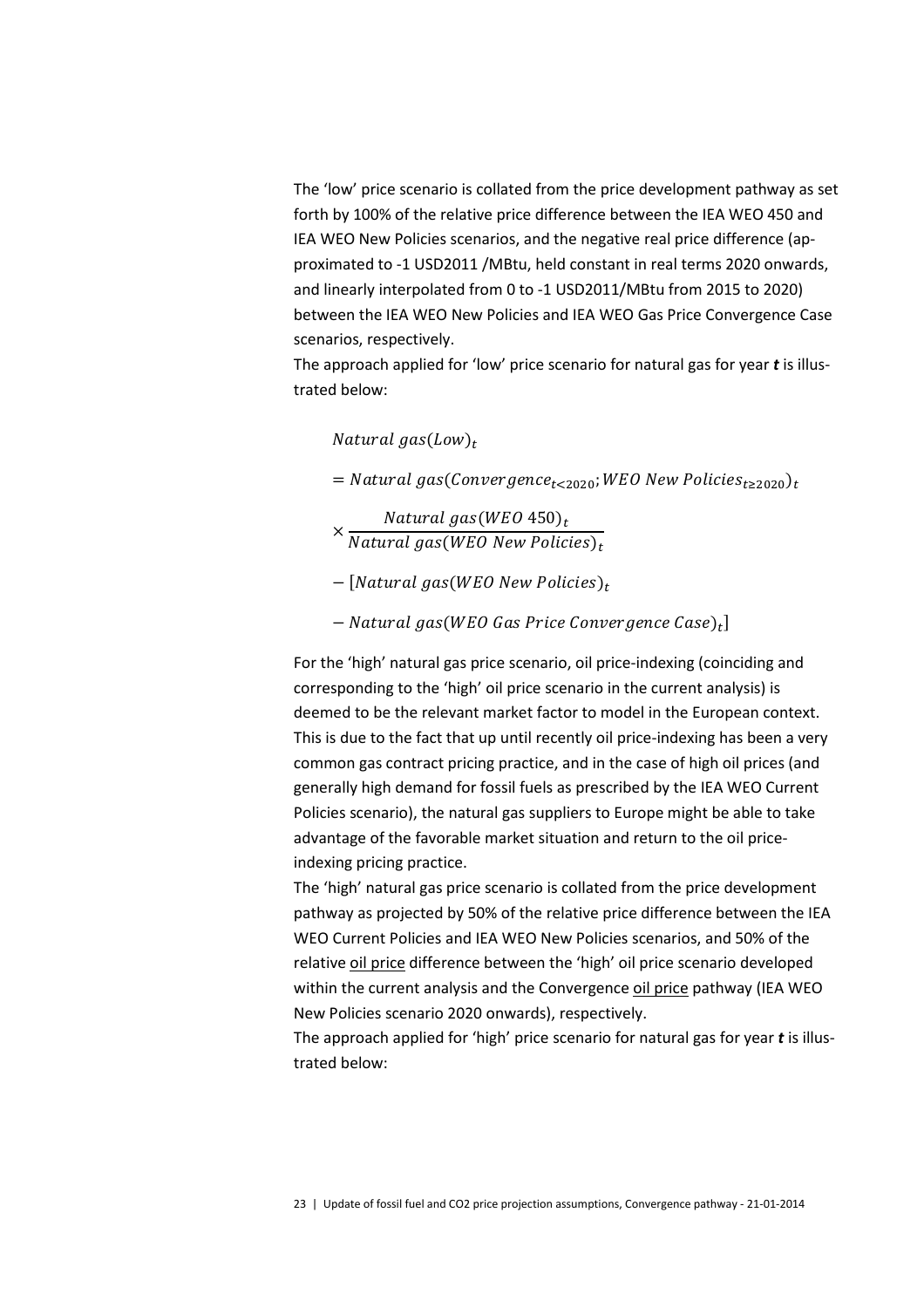The 'low' price scenario is collated from the price development pathway as set forth by 100% of the relative price difference between the IEA WEO 450 and IEA WEO New Policies scenarios, and the negative real price difference (approximated to -1 USD2011 /MBtu, held constant in real terms 2020 onwards, and linearly interpolated from 0 to -1 USD2011/MBtu from 2015 to 2020) between the IEA WEO New Policies and IEA WEO Gas Price Convergence Case scenarios, respectively.

The approach applied for 'low' price scenario for natural gas for year ***t*** is illustrated below:

$$
\begin{aligned}
& Natural\ gas(Low)_t \\
& = Natural\ gas(Convergence_{t<2020}; WEO\ New\ Policies_{t\geq 2020})_t \\
& \times \frac{Natural\ gas(WEO\ 450)_t}{Natural\ gas(WEO\ New\ Policies)_t} \\
& - [Natural\ gas(WEO\ New\ Policies)_t \\
& - Natural\ gas(WEO\ Gas\ Price\ Convergence\ Case)_t]
\end{aligned}
$$

For the 'high' natural gas price scenario, oil price-indexing (coinciding and corresponding to the 'high' oil price scenario in the current analysis) is deemed to be the relevant market factor to model in the European context. This is due to the fact that up until recently oil price-indexing has been a very common gas contract pricing practice, and in the case of high oil prices (and generally high demand for fossil fuels as prescribed by the IEA WEO Current Policies scenario), the natural gas suppliers to Europe might be able to take advantage of the favorable market situation and return to the oil price-indexing pricing practice.

The 'high' natural gas price scenario is collated from the price development pathway as projected by 50% of the relative price difference between the IEA WEO Current Policies and IEA WEO New Policies scenarios, and 50% of the relative oil price difference between the 'high' oil price scenario developed within the current analysis and the Convergence oil price pathway (IEA WEO New Policies scenario 2020 onwards), respectively.

The approach applied for 'high' price scenario for natural gas for year ***t*** is illustrated below: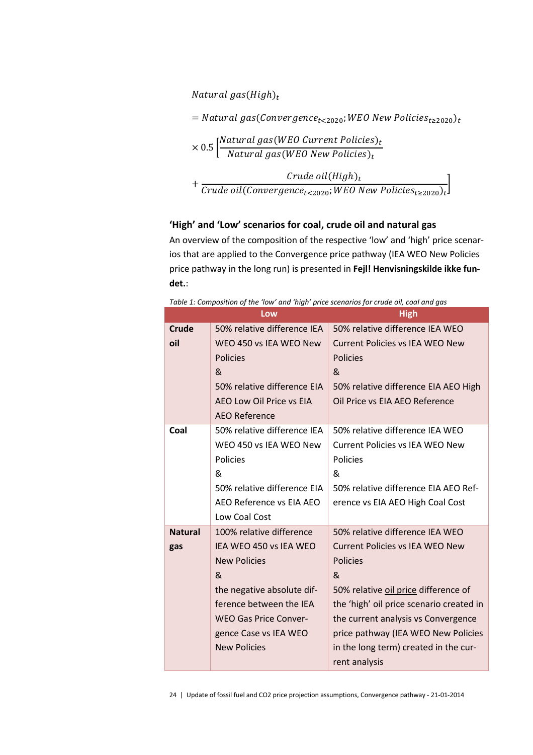$$
\begin{aligned}
& Natural\ gas(High)_t \\
& = Natural\ gas(Convergence_{t<2020}; WEO\ New\ Policies_{t\geq 2020})_t \\
& \times 0.5 \left[ \frac{Natural\ gas(WEO\ Current\ Policies)_t}{Natural\ gas(WEO\ New\ Policies)_t} \right. \\
& \left. + \frac{Crude\ oil(High)_t}{Crude\ oil(Convergence_{t<2020}; WEO\ New\ Policies_{t\geq 2020})_t} \right]
\end{aligned}
$$

### 'High' and 'Low' scenarios for coal, crude oil and natural gas

An overview of the composition of the respective 'low' and 'high' price scenarios that are applied to the Convergence price pathway (IEA WEO New Policies price pathway in the long run) is presented in **Fejl! Henvisningskilde ikke fundet.**:

*Table 1: Composition of the 'low' and 'high' price scenarios for crude oil, coal and gas*

| | Low | High |
|---|---|---|
| **Crude oil** | 50% relative difference IEA WEO 450 vs IEA WEO New Policies<br>&<br>50% relative difference EIA AEO Low Oil Price vs EIA AEO Reference | 50% relative difference IEA WEO Current Policies vs IEA WEO New Policies<br>&<br>50% relative difference EIA AEO High Oil Price vs EIA AEO Reference |
| **Coal** | 50% relative difference IEA WEO 450 vs IEA WEO New Policies<br>&<br>50% relative difference EIA AEO Reference vs EIA AEO Low Coal Cost | 50% relative difference IEA WEO Current Policies vs IEA WEO New Policies<br>&<br>50% relative difference EIA AEO Reference vs EIA AEO High Coal Cost |
| **Natural gas** | 100% relative difference IEA WEO 450 vs IEA WEO New Policies<br>&<br>the negative absolute difference between the IEA WEO Gas Price Convergence Case vs IEA WEO New Policies | 50% relative difference IEA WEO Current Policies vs IEA WEO New Policies<br>&<br>50% relative oil price difference of the 'high' oil price scenario created in the current analysis vs Convergence price pathway (IEA WEO New Policies in the long term) created in the current analysis |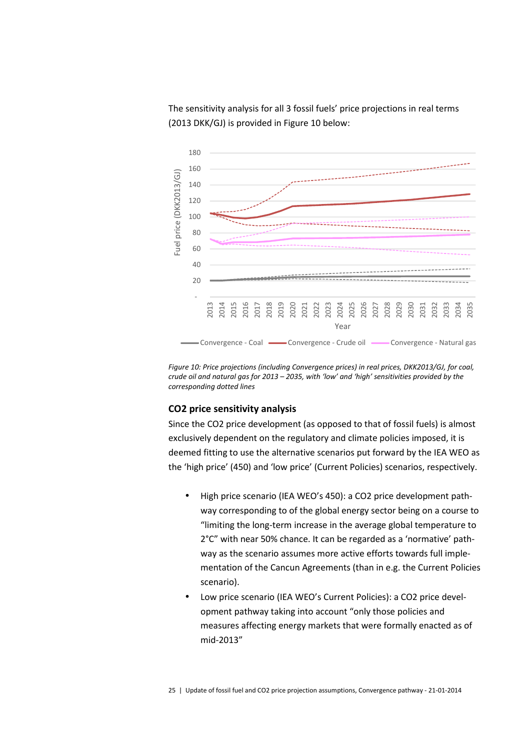The sensitivity analysis for all 3 fossil fuels' price projections in real terms (2013 DKK/GJ) is provided in Figure 10 below:

*Figure 10: Price projections (including Convergence prices) in real prices, DKK2013/GJ, for coal, crude oil and natural gas for 2013 – 2035, with 'low' and 'high' sensitivities provided by the corresponding dotted lines*

### CO2 price sensitivity analysis

Since the CO2 price development (as opposed to that of fossil fuels) is almost exclusively dependent on the regulatory and climate policies imposed, it is deemed fitting to use the alternative scenarios put forward by the IEA WEO as the 'high price' (450) and 'low price' (Current Policies) scenarios, respectively.

- High price scenario (IEA WEO's 450): a CO2 price development path-way corresponding to of the global energy sector being on a course to "limiting the long-term increase in the average global temperature to 2°C" with near 50% chance. It can be regarded as a 'normative' path-way as the scenario assumes more active efforts towards full imple-mentation of the Cancun Agreements (than in e.g. the Current Policies scenario).
- Low price scenario (IEA WEO's Current Policies): a CO2 price devel-opment pathway taking into account "only those policies and measures affecting energy markets that were formally enacted as of mid-2013"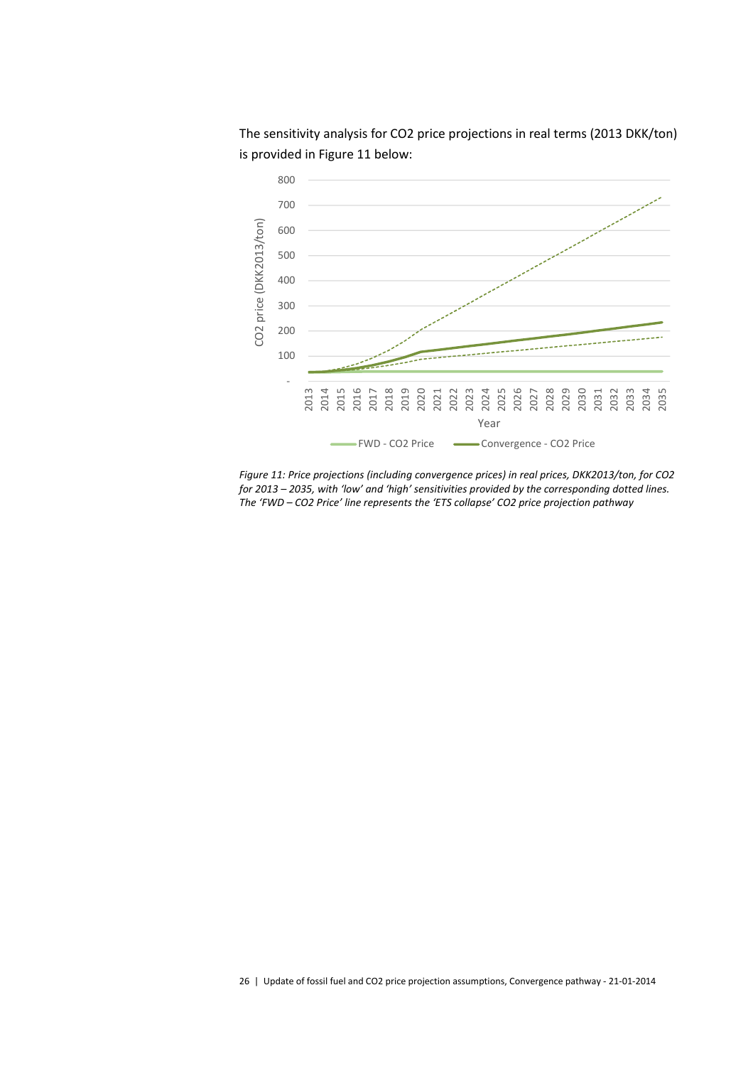The sensitivity analysis for $CO_2$ price projections in real terms (2013 DKK/ton) is provided in Figure 11 below:

*Figure 11: Price projections (including convergence prices) in real prices, DKK2013/ton, for $CO_2$ for 2013 – 2035, with 'low' and 'high' sensitivities provided by the corresponding dotted lines. The 'FWD – $CO_2$ Price' line represents the 'ETS collapse' $CO_2$ price projection pathway*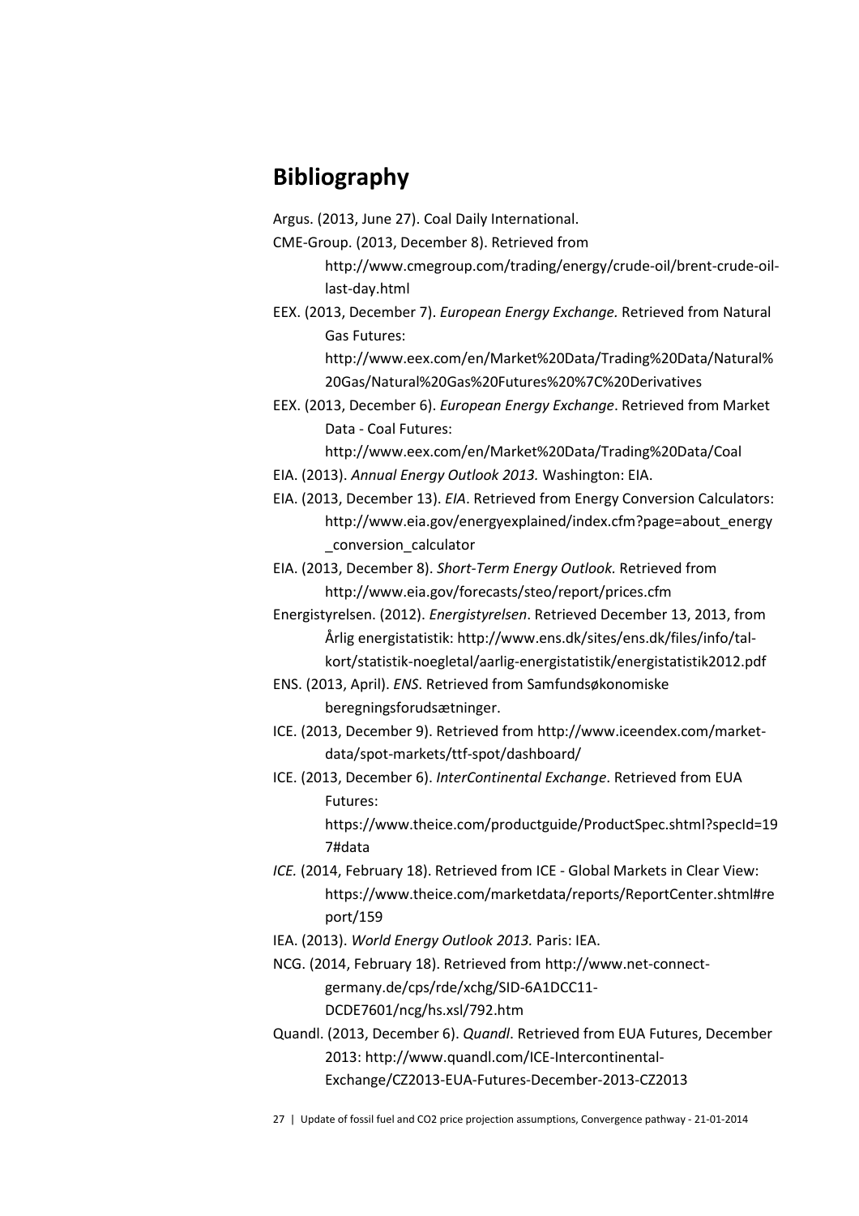# Bibliography

Argus. (2013, June 27). Coal Daily International.

CME-Group. (2013, December 8). Retrieved from http://www.cmegroup.com/trading/energy/crude-oil/brent-crude-oil-last-day.html

EEX. (2013, December 7). *European Energy Exchange.* Retrieved from Natural Gas Futures: http://www.eex.com/en/Market%20Data/Trading%20Data/Natural%20Gas/Natural%20Gas%20Futures%20%7C%20Derivatives

EEX. (2013, December 6). *European Energy Exchange*. Retrieved from Market Data - Coal Futures: http://www.eex.com/en/Market%20Data/Trading%20Data/Coal

EIA. (2013). *Annual Energy Outlook 2013.* Washington: EIA.

EIA. (2013, December 13). *EIA*. Retrieved from Energy Conversion Calculators: http://www.eia.gov/energyexplained/index.cfm?page=about_energy_conversion_calculator

EIA. (2013, December 8). *Short-Term Energy Outlook.* Retrieved from http://www.eia.gov/forecasts/steo/report/prices.cfm

Energistyrelsen. (2012). *Energistyrelsen*. Retrieved December 13, 2013, from Årlig energistatistik: http://www.ens.dk/sites/ens.dk/files/info/tal-kort/statistik-noegletal/aarlig-energistatistik/energistatistik2012.pdf

ENS. (2013, April). *ENS*. Retrieved from Samfundsøkonomiske beregningsforudsætninger.

ICE. (2013, December 9). Retrieved from http://www.iceendex.com/market-data/spot-markets/ttf-spot/dashboard/

ICE. (2013, December 6). *InterContinental Exchange*. Retrieved from EUA Futures: https://www.theice.com/productguide/ProductSpec.shtml?specId=197#data

*ICE.* (2014, February 18). Retrieved from ICE - Global Markets in Clear View: https://www.theice.com/marketdata/reports/ReportCenter.shtml#report/159

IEA. (2013). *World Energy Outlook 2013.* Paris: IEA.

NCG. (2014, February 18). Retrieved from http://www.net-connect-germany.de/cps/rde/xchg/SID-6A1DCC11-DCDE7601/ncg/hs.xsl/792.htm

Quandl. (2013, December 6). *Quandl*. Retrieved from EUA Futures, December 2013: http://www.quandl.com/ICE-Intercontinental-Exchange/CZ2013-EUA-Futures-December-2013-CZ2013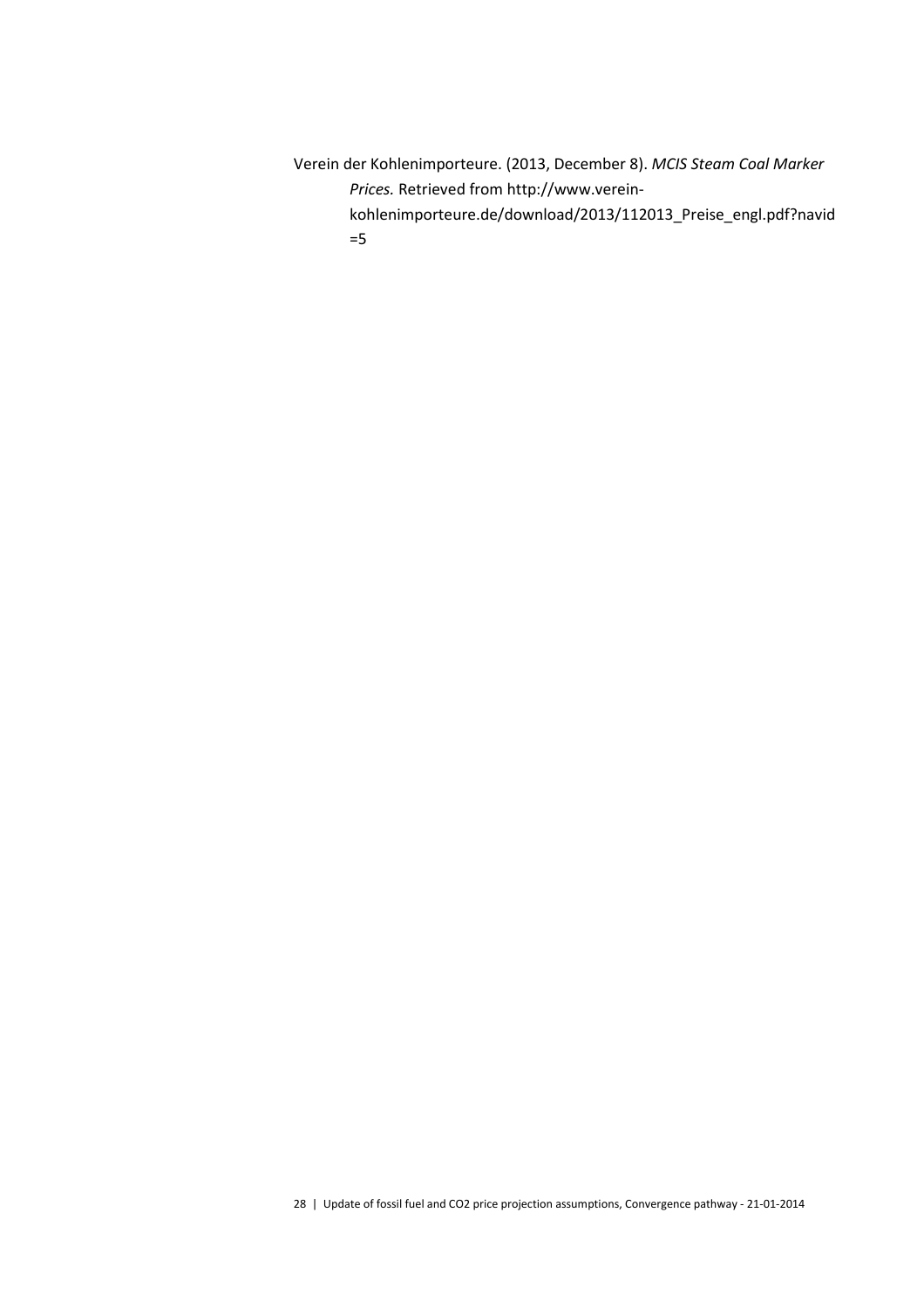Verein der Kohlenimporteure. (2013, December 8). *MCIS Steam Coal Marker Prices.* Retrieved from http://www.verein-kohlenimporteure.de/download/2013/112013_Preise_engl.pdf?navid=5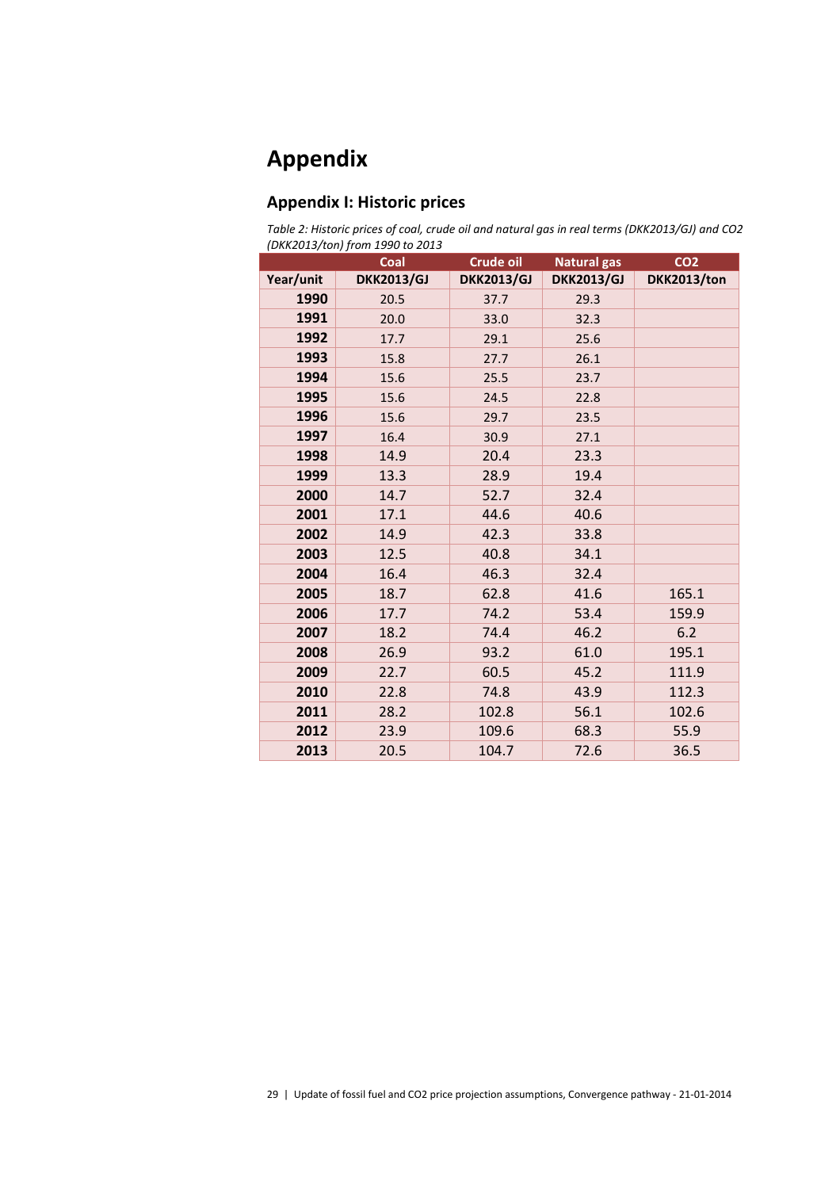# Appendix

## Appendix I: Historic prices

*Table 2: Historic prices of coal, crude oil and natural gas in real terms (DKK2013/GJ) and CO2 (DKK2013/ton) from 1990 to 2013*

| | Coal | Crude oil | Natural gas | CO2 |
|---|---|---|---|---|
| **Year/unit** | **DKK2013/GJ** | **DKK2013/GJ** | **DKK2013/GJ** | **DKK2013/ton** |
| **1990** | 20.5 | 37.7 | 29.3 | |
| **1991** | 20.0 | 33.0 | 32.3 | |
| **1992** | 17.7 | 29.1 | 25.6 | |
| **1993** | 15.8 | 27.7 | 26.1 | |
| **1994** | 15.6 | 25.5 | 23.7 | |
| **1995** | 15.6 | 24.5 | 22.8 | |
| **1996** | 15.6 | 29.7 | 23.5 | |
| **1997** | 16.4 | 30.9 | 27.1 | |
| **1998** | 14.9 | 20.4 | 23.3 | |
| **1999** | 13.3 | 28.9 | 19.4 | |
| **2000** | 14.7 | 52.7 | 32.4 | |
| **2001** | 17.1 | 44.6 | 40.6 | |
| **2002** | 14.9 | 42.3 | 33.8 | |
| **2003** | 12.5 | 40.8 | 34.1 | |
| **2004** | 16.4 | 46.3 | 32.4 | |
| **2005** | 18.7 | 62.8 | 41.6 | 165.1 |
| **2006** | 17.7 | 74.2 | 53.4 | 159.9 |
| **2007** | 18.2 | 74.4 | 46.2 | 6.2 |
| **2008** | 26.9 | 93.2 | 61.0 | 195.1 |
| **2009** | 22.7 | 60.5 | 45.2 | 111.9 |
| **2010** | 22.8 | 74.8 | 43.9 | 112.3 |
| **2011** | 28.2 | 102.8 | 56.1 | 102.6 |
| **2012** | 23.9 | 109.6 | 68.3 | 55.9 |
| **2013** | 20.5 | 104.7 | 72.6 | 36.5 |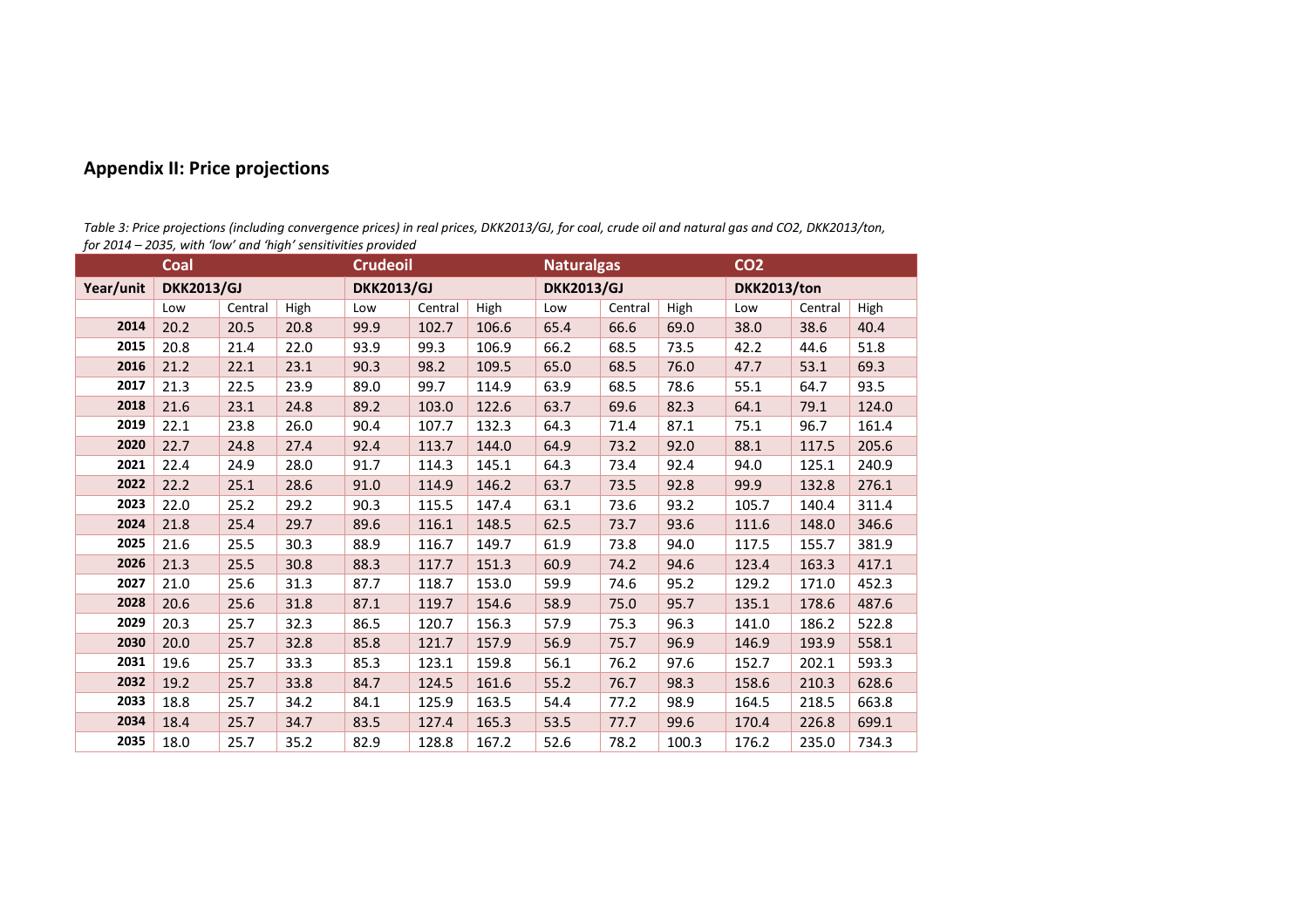## Appendix II: Price projections

*Table 3: Price projections (including convergence prices) in real prices, DKK2013/GJ, for coal, crude oil and natural gas and CO2, DKK2013/ton, for 2014 – 2035, with 'low' and 'high' sensitivities provided*

| | Coal | | | Crudeoil | | | Naturalgas | | | CO2 | | |
|---|---|---|---|---|---|---|---|---|---|---|---|---|
| Year/unit | DKK2013/GJ | | | DKK2013/GJ | | | DKK2013/GJ | | | DKK2013/ton | | |
| | Low | Central | High | Low | Central | High | Low | Central | High | Low | Central | High |
| 2014 | 20.2 | 20.5 | 20.8 | 99.9 | 102.7 | 106.6 | 65.4 | 66.6 | 69.0 | 38.0 | 38.6 | 40.4 |
| 2015 | 20.8 | 21.4 | 22.0 | 93.9 | 99.3 | 106.9 | 66.2 | 68.5 | 73.5 | 42.2 | 44.6 | 51.8 |
| 2016 | 21.2 | 22.1 | 23.1 | 90.3 | 98.2 | 109.5 | 65.0 | 68.5 | 76.0 | 47.7 | 53.1 | 69.3 |
| 2017 | 21.3 | 22.5 | 23.9 | 89.0 | 99.7 | 114.9 | 63.9 | 68.5 | 78.6 | 55.1 | 64.7 | 93.5 |
| 2018 | 21.6 | 23.1 | 24.8 | 89.2 | 103.0 | 122.6 | 63.7 | 69.6 | 82.3 | 64.1 | 79.1 | 124.0 |
| 2019 | 22.1 | 23.8 | 26.0 | 90.4 | 107.7 | 132.3 | 64.3 | 71.4 | 87.1 | 75.1 | 96.7 | 161.4 |
| 2020 | 22.7 | 24.8 | 27.4 | 92.4 | 113.7 | 144.0 | 64.9 | 73.2 | 92.0 | 88.1 | 117.5 | 205.6 |
| 2021 | 22.4 | 24.9 | 28.0 | 91.7 | 114.3 | 145.1 | 64.3 | 73.4 | 92.4 | 94.0 | 125.1 | 240.9 |
| 2022 | 22.2 | 25.1 | 28.6 | 91.0 | 114.9 | 146.2 | 63.7 | 73.5 | 92.8 | 99.9 | 132.8 | 276.1 |
| 2023 | 22.0 | 25.2 | 29.2 | 90.3 | 115.5 | 147.4 | 63.1 | 73.6 | 93.2 | 105.7 | 140.4 | 311.4 |
| 2024 | 21.8 | 25.4 | 29.7 | 89.6 | 116.1 | 148.5 | 62.5 | 73.7 | 93.6 | 111.6 | 148.0 | 346.6 |
| 2025 | 21.6 | 25.5 | 30.3 | 88.9 | 116.7 | 149.7 | 61.9 | 73.8 | 94.0 | 117.5 | 155.7 | 381.9 |
| 2026 | 21.3 | 25.5 | 30.8 | 88.3 | 117.7 | 151.3 | 60.9 | 74.2 | 94.6 | 123.4 | 163.3 | 417.1 |
| 2027 | 21.0 | 25.6 | 31.3 | 87.7 | 118.7 | 153.0 | 59.9 | 74.6 | 95.2 | 129.2 | 171.0 | 452.3 |
| 2028 | 20.6 | 25.6 | 31.8 | 87.1 | 119.7 | 154.6 | 58.9 | 75.0 | 95.7 | 135.1 | 178.6 | 487.6 |
| 2029 | 20.3 | 25.7 | 32.3 | 86.5 | 120.7 | 156.3 | 57.9 | 75.3 | 96.3 | 141.0 | 186.2 | 522.8 |
| 2030 | 20.0 | 25.7 | 32.8 | 85.8 | 121.7 | 157.9 | 56.9 | 75.7 | 96.9 | 146.9 | 193.9 | 558.1 |
| 2031 | 19.6 | 25.7 | 33.3 | 85.3 | 123.1 | 159.8 | 56.1 | 76.2 | 97.6 | 152.7 | 202.1 | 593.3 |
| 2032 | 19.2 | 25.7 | 33.8 | 84.7 | 124.5 | 161.6 | 55.2 | 76.7 | 98.3 | 158.6 | 210.3 | 628.6 |
| 2033 | 18.8 | 25.7 | 34.2 | 84.1 | 125.9 | 163.5 | 54.4 | 77.2 | 98.9 | 164.5 | 218.5 | 663.8 |
| 2034 | 18.4 | 25.7 | 34.7 | 83.5 | 127.4 | 165.3 | 53.5 | 77.7 | 99.6 | 170.4 | 226.8 | 699.1 |
| 2035 | 18.0 | 25.7 | 35.2 | 82.9 | 128.8 | 167.2 | 52.6 | 78.2 | 100.3 | 176.2 | 235.0 | 734.3 |